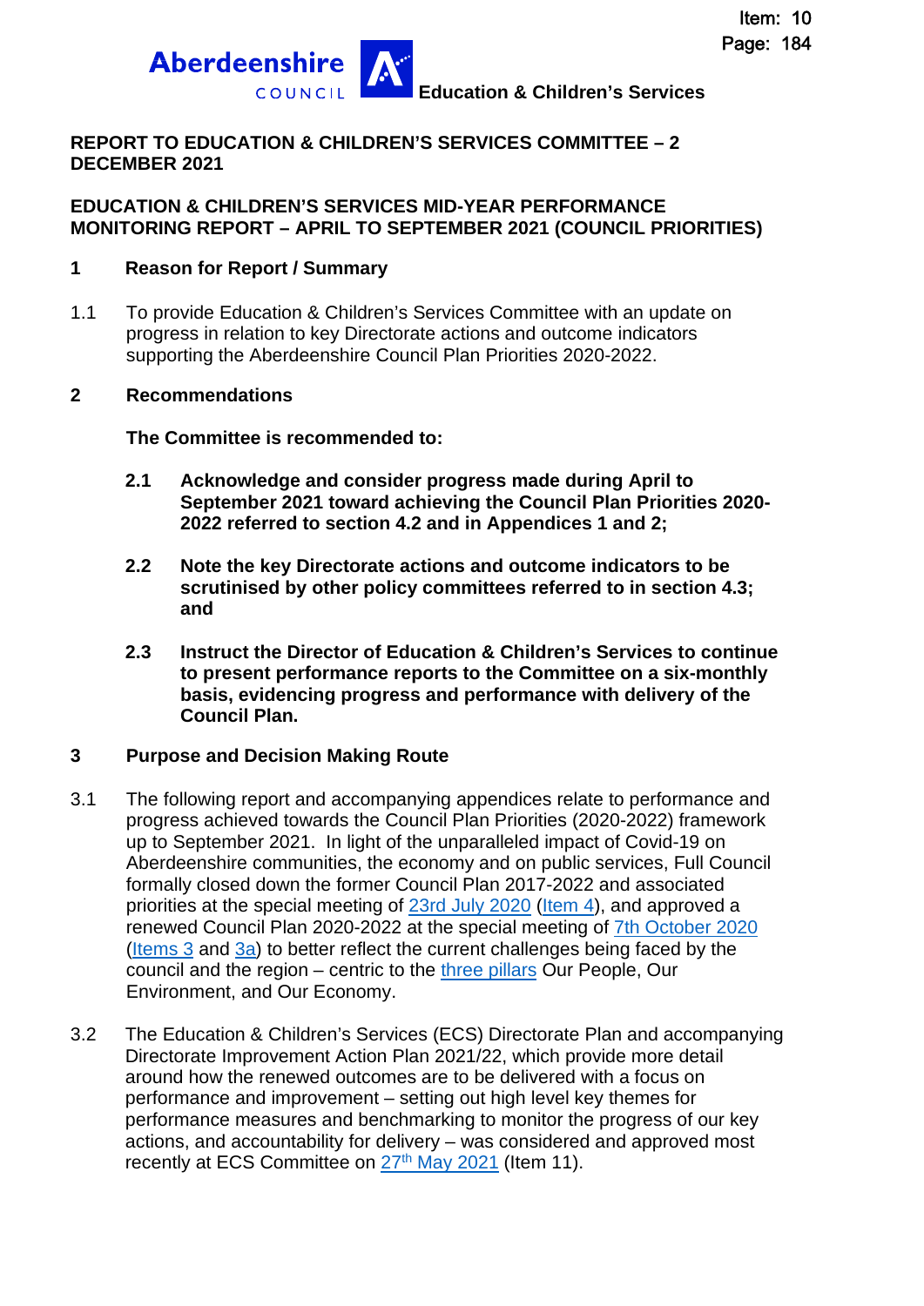Item: 10
Page: 184

Aberdeenshire COUNCIL **Education & Children's Services**

**REPORT TO EDUCATION & CHILDREN'S SERVICES COMMITTEE – 2 DECEMBER 2021**

**EDUCATION & CHILDREN'S SERVICES MID-YEAR PERFORMANCE MONITORING REPORT – APRIL TO SEPTEMBER 2021 (COUNCIL PRIORITIES)**

## 1 Reason for Report / Summary

1.1 To provide Education & Children's Services Committee with an update on progress in relation to key Directorate actions and outcome indicators supporting the Aberdeenshire Council Plan Priorities 2020-2022.

## 2 Recommendations

**The Committee is recommended to:**

**2.1 Acknowledge and consider progress made during April to September 2021 toward achieving the Council Plan Priorities 2020-2022 referred to section 4.2 and in Appendices 1 and 2;**

**2.2 Note the key Directorate actions and outcome indicators to be scrutinised by other policy committees referred to in section 4.3; and**

**2.3 Instruct the Director of Education & Children's Services to continue to present performance reports to the Committee on a six-monthly basis, evidencing progress and performance with delivery of the Council Plan.**

## 3 Purpose and Decision Making Route

3.1 The following report and accompanying appendices relate to performance and progress achieved towards the Council Plan Priorities (2020-2022) framework up to September 2021. In light of the unparalleled impact of Covid-19 on Aberdeenshire communities, the economy and on public services, Full Council formally closed down the former Council Plan 2017-2022 and associated priorities at the special meeting of 23rd July 2020 (Item 4), and approved a renewed Council Plan 2020-2022 at the special meeting of 7th October 2020 (Items 3 and 3a) to better reflect the current challenges being faced by the council and the region – centric to the three pillars Our People, Our Environment, and Our Economy.

3.2 The Education & Children's Services (ECS) Directorate Plan and accompanying Directorate Improvement Action Plan 2021/22, which provide more detail around how the renewed outcomes are to be delivered with a focus on performance and improvement – setting out high level key themes for performance measures and benchmarking to monitor the progress of our key actions, and accountability for delivery – was considered and approved most recently at ECS Committee on 27th May 2021 (Item 11).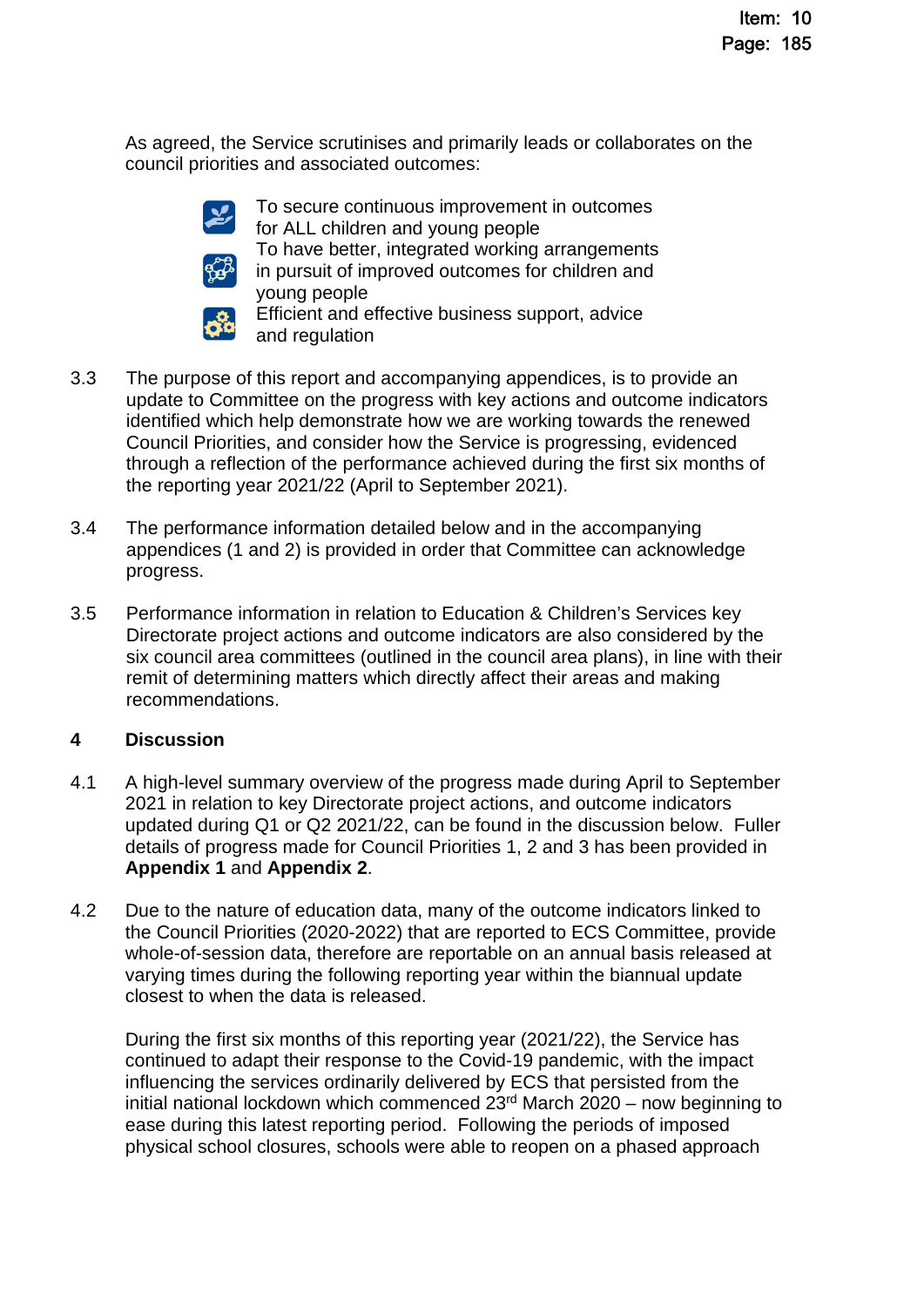As agreed, the Service scrutinises and primarily leads or collaborates on the council priorities and associated outcomes:

- To secure continuous improvement in outcomes for ALL children and young people
- To have better, integrated working arrangements in pursuit of improved outcomes for children and young people
- Efficient and effective business support, advice and regulation

3.3 The purpose of this report and accompanying appendices, is to provide an update to Committee on the progress with key actions and outcome indicators identified which help demonstrate how we are working towards the renewed Council Priorities, and consider how the Service is progressing, evidenced through a reflection of the performance achieved during the first six months of the reporting year 2021/22 (April to September 2021).

3.4 The performance information detailed below and in the accompanying appendices (1 and 2) is provided in order that Committee can acknowledge progress.

3.5 Performance information in relation to Education & Children's Services key Directorate project actions and outcome indicators are also considered by the six council area committees (outlined in the council area plans), in line with their remit of determining matters which directly affect their areas and making recommendations.

## 4 Discussion

4.1 A high-level summary overview of the progress made during April to September 2021 in relation to key Directorate project actions, and outcome indicators updated during Q1 or Q2 2021/22, can be found in the discussion below. Fuller details of progress made for Council Priorities 1, 2 and 3 has been provided in **Appendix 1** and **Appendix 2**.

4.2 Due to the nature of education data, many of the outcome indicators linked to the Council Priorities (2020-2022) that are reported to ECS Committee, provide whole-of-session data, therefore are reportable on an annual basis released at varying times during the following reporting year within the biannual update closest to when the data is released.

During the first six months of this reporting year (2021/22), the Service has continued to adapt their response to the Covid-19 pandemic, with the impact influencing the services ordinarily delivered by ECS that persisted from the initial national lockdown which commenced 23rd March 2020 – now beginning to ease during this latest reporting period. Following the periods of imposed physical school closures, schools were able to reopen on a phased approach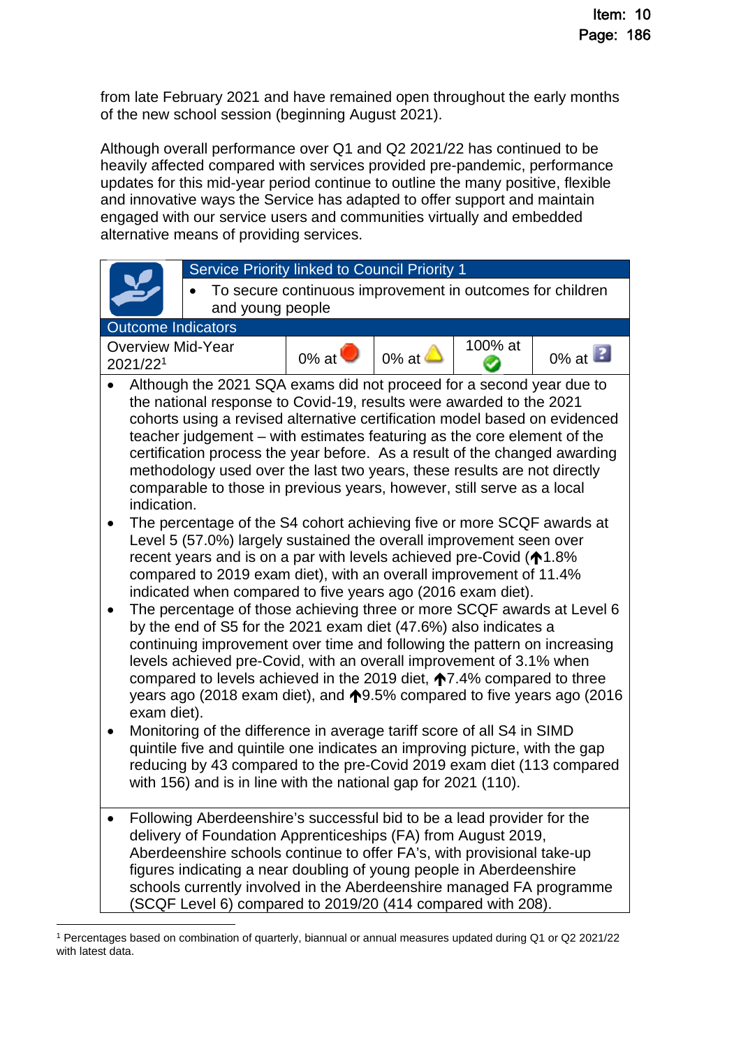from late February 2021 and have remained open throughout the early months of the new school session (beginning August 2021).

Although overall performance over Q1 and Q2 2021/22 has continued to be heavily affected compared with services provided pre-pandemic, performance updates for this mid-year period continue to outline the many positive, flexible and innovative ways the Service has adapted to offer support and maintain engaged with our service users and communities virtually and embedded alternative means of providing services.

| Service Priority linked to Council Priority 1 | | | | |
|---|---|---|---|---|
| • To secure continuous improvement in outcomes for children and young people | | | | |
| **Outcome Indicators** | | | | |
| Overview Mid-Year 2021/22[1] | 0% at 🔴 | 0% at ⚠️ | 100% at ✅ | 0% at ❓ |

- Although the 2021 SQA exams did not proceed for a second year due to the national response to Covid-19, results were awarded to the 2021 cohorts using a revised alternative certification model based on evidenced teacher judgement – with estimates featuring as the core element of the certification process the year before. As a result of the changed awarding methodology used over the last two years, these results are not directly comparable to those in previous years, however, still serve as a local indication.
- The percentage of the S4 cohort achieving five or more SCQF awards at Level 5 (57.0%) largely sustained the overall improvement seen over recent years and is on a par with levels achieved pre-Covid (↑1.8% compared to 2019 exam diet), with an overall improvement of 11.4% indicated when compared to five years ago (2016 exam diet).
- The percentage of those achieving three or more SCQF awards at Level 6 by the end of S5 for the 2021 exam diet (47.6%) also indicates a continuing improvement over time and following the pattern on increasing levels achieved pre-Covid, with an overall improvement of 3.1% when compared to levels achieved in the 2019 diet, ↑7.4% compared to three years ago (2018 exam diet), and ↑9.5% compared to five years ago (2016 exam diet).
- Monitoring of the difference in average tariff score of all S4 in SIMD quintile five and quintile one indicates an improving picture, with the gap reducing by 43 compared to the pre-Covid 2019 exam diet (113 compared with 156) and is in line with the national gap for 2021 (110).

- Following Aberdeenshire's successful bid to be a lead provider for the delivery of Foundation Apprenticeships (FA) from August 2019, Aberdeenshire schools continue to offer FA's, with provisional take-up figures indicating a near doubling of young people in Aberdeenshire schools currently involved in the Aberdeenshire managed FA programme (SCQF Level 6) compared to 2019/20 (414 compared with 208).

[1] Percentages based on combination of quarterly, biannual or annual measures updated during Q1 or Q2 2021/22 with latest data.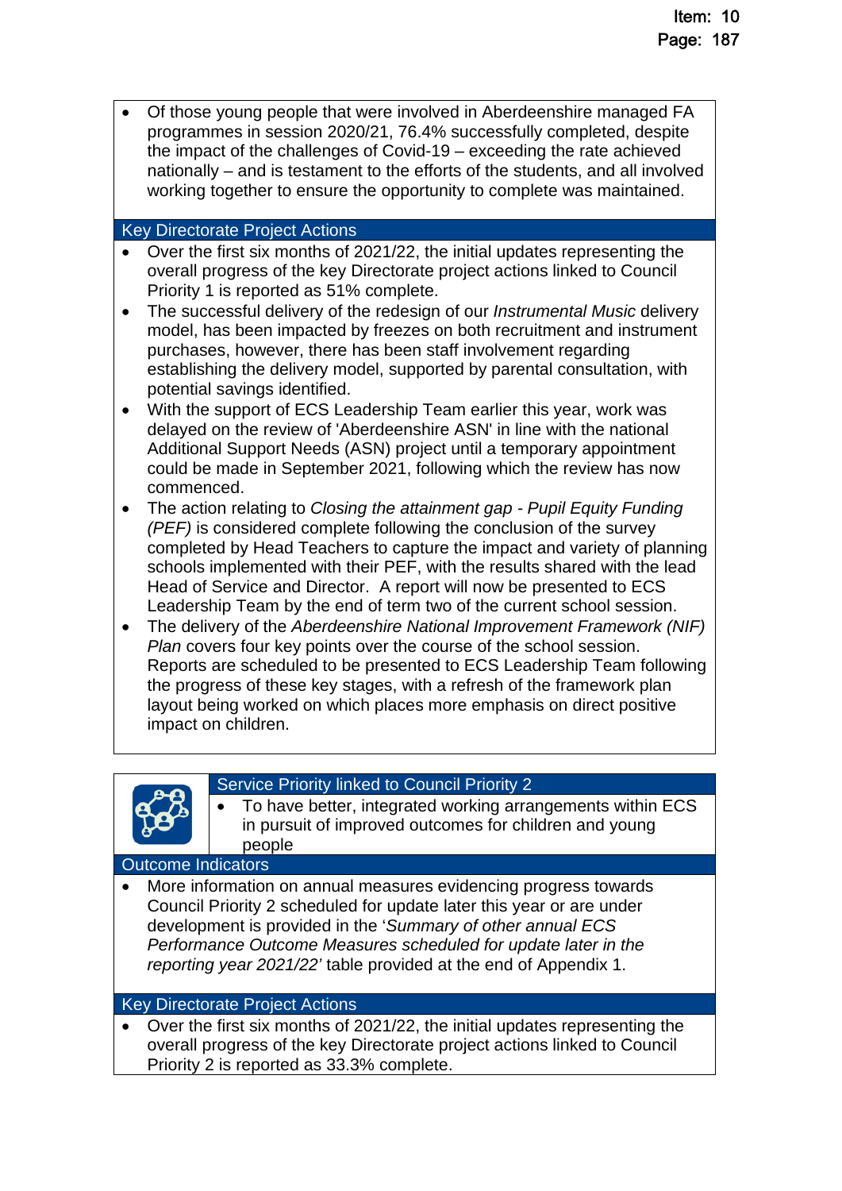- Of those young people that were involved in Aberdeenshire managed FA programmes in session 2020/21, 76.4% successfully completed, despite the impact of the challenges of Covid-19 – exceeding the rate achieved nationally – and is testament to the efforts of the students, and all involved working together to ensure the opportunity to complete was maintained.

### Key Directorate Project Actions

- Over the first six months of 2021/22, the initial updates representing the overall progress of the key Directorate project actions linked to Council Priority 1 is reported as 51% complete.
- The successful delivery of the redesign of our *Instrumental Music* delivery model, has been impacted by freezes on both recruitment and instrument purchases, however, there has been staff involvement regarding establishing the delivery model, supported by parental consultation, with potential savings identified.
- With the support of ECS Leadership Team earlier this year, work was delayed on the review of 'Aberdeenshire ASN' in line with the national Additional Support Needs (ASN) project until a temporary appointment could be made in September 2021, following which the review has now commenced.
- The action relating to *Closing the attainment gap - Pupil Equity Funding (PEF)* is considered complete following the conclusion of the survey completed by Head Teachers to capture the impact and variety of planning schools implemented with their PEF, with the results shared with the lead Head of Service and Director. A report will now be presented to ECS Leadership Team by the end of term two of the current school session.
- The delivery of the *Aberdeenshire National Improvement Framework (NIF) Plan* covers four key points over the course of the school session. Reports are scheduled to be presented to ECS Leadership Team following the progress of these key stages, with a refresh of the framework plan layout being worked on which places more emphasis on direct positive impact on children.

### Service Priority linked to Council Priority 2

- To have better, integrated working arrangements within ECS in pursuit of improved outcomes for children and young people

### Outcome Indicators

- More information on annual measures evidencing progress towards Council Priority 2 scheduled for update later this year or are under development is provided in the '*Summary of other annual ECS Performance Outcome Measures scheduled for update later in the reporting year 2021/22*' table provided at the end of Appendix 1.

### Key Directorate Project Actions

- Over the first six months of 2021/22, the initial updates representing the overall progress of the key Directorate project actions linked to Council Priority 2 is reported as 33.3% complete.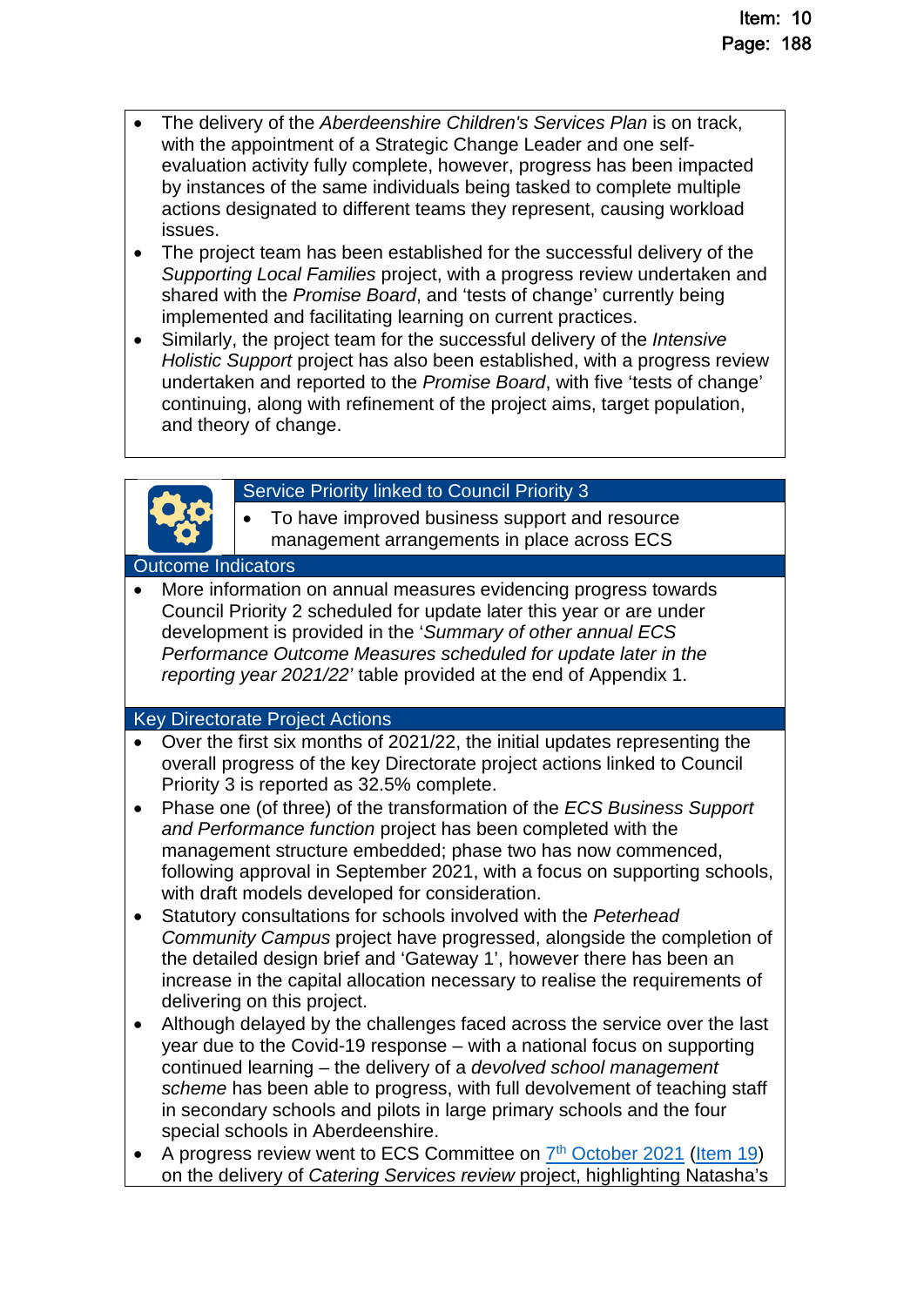- The delivery of the *Aberdeenshire Children's Services Plan* is on track, with the appointment of a Strategic Change Leader and one self-evaluation activity fully complete, however, progress has been impacted by instances of the same individuals being tasked to complete multiple actions designated to different teams they represent, causing workload issues.
- The project team has been established for the successful delivery of the *Supporting Local Families* project, with a progress review undertaken and shared with the *Promise Board*, and 'tests of change' currently being implemented and facilitating learning on current practices.
- Similarly, the project team for the successful delivery of the *Intensive Holistic Support* project has also been established, with a progress review undertaken and reported to the *Promise Board*, with five 'tests of change' continuing, along with refinement of the project aims, target population, and theory of change.

### Service Priority linked to Council Priority 3

- To have improved business support and resource management arrangements in place across ECS

### Outcome Indicators

- More information on annual measures evidencing progress towards Council Priority 2 scheduled for update later this year or are under development is provided in the '*Summary of other annual ECS Performance Outcome Measures scheduled for update later in the reporting year 2021/22'* table provided at the end of Appendix 1.

### Key Directorate Project Actions

- Over the first six months of 2021/22, the initial updates representing the overall progress of the key Directorate project actions linked to Council Priority 3 is reported as 32.5% complete.
- Phase one (of three) of the transformation of the *ECS Business Support and Performance function* project has been completed with the management structure embedded; phase two has now commenced, following approval in September 2021, with a focus on supporting schools, with draft models developed for consideration.
- Statutory consultations for schools involved with the *Peterhead Community Campus* project have progressed, alongside the completion of the detailed design brief and 'Gateway 1', however there has been an increase in the capital allocation necessary to realise the requirements of delivering on this project.
- Although delayed by the challenges faced across the service over the last year due to the Covid-19 response – with a national focus on supporting continued learning – the delivery of a *devolved school management scheme* has been able to progress, with full devolvement of teaching staff in secondary schools and pilots in large primary schools and the four special schools in Aberdeenshire.
- A progress review went to ECS Committee on 7th October 2021 (Item 19) on the delivery of *Catering Services review* project, highlighting Natasha's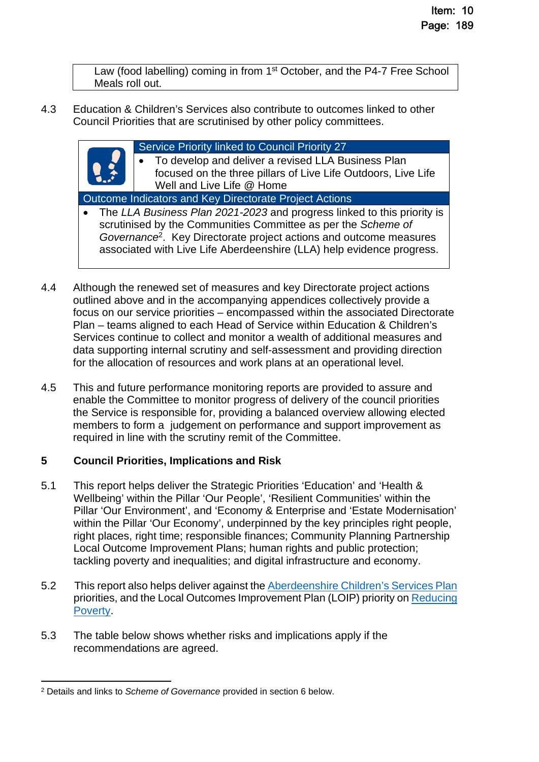| Law (food labelling) coming in from 1st October, and the P4-7 Free School Meals roll out. |
|---|

4.3 Education & Children's Services also contribute to outcomes linked to other Council Priorities that are scrutinised by other policy committees.

| Service Priority linked to Council Priority 27 |
|---|
| • To develop and deliver a revised LLA Business Plan focused on the three pillars of Live Life Outdoors, Live Life Well and Live Life @ Home |
| **Outcome Indicators and Key Directorate Project Actions** |
| • The *LLA Business Plan 2021-2023* and progress linked to this priority is scrutinised by the Communities Committee as per the *Scheme of Governance*[2]. Key Directorate project actions and outcome measures associated with Live Life Aberdeenshire (LLA) help evidence progress. |

4.4 Although the renewed set of measures and key Directorate project actions outlined above and in the accompanying appendices collectively provide a focus on our service priorities – encompassed within the associated Directorate Plan – teams aligned to each Head of Service within Education & Children's Services continue to collect and monitor a wealth of additional measures and data supporting internal scrutiny and self-assessment and providing direction for the allocation of resources and work plans at an operational level.

4.5 This and future performance monitoring reports are provided to assure and enable the Committee to monitor progress of delivery of the council priorities the Service is responsible for, providing a balanced overview allowing elected members to form a judgement on performance and support improvement as required in line with the scrutiny remit of the Committee.

## 5 Council Priorities, Implications and Risk

5.1 This report helps deliver the Strategic Priorities 'Education' and 'Health & Wellbeing' within the Pillar 'Our People', 'Resilient Communities' within the Pillar 'Our Environment', and 'Economy & Enterprise and 'Estate Modernisation' within the Pillar 'Our Economy', underpinned by the key principles right people, right places, right time; responsible finances; Community Planning Partnership Local Outcome Improvement Plans; human rights and public protection; tackling poverty and inequalities; and digital infrastructure and economy.

5.2 This report also helps deliver against the Aberdeenshire Children's Services Plan priorities, and the Local Outcomes Improvement Plan (LOIP) priority on Reducing Poverty.

5.3 The table below shows whether risks and implications apply if the recommendations are agreed.

---

[2] Details and links to *Scheme of Governance* provided in section 6 below.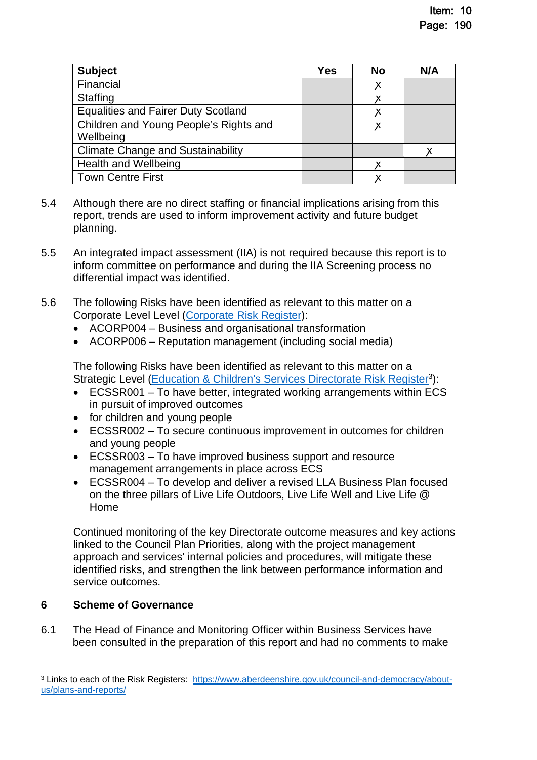| Subject | Yes | No | N/A |
|---|---|---|---|
| Financial | | X | |
| Staffing | | X | |
| Equalities and Fairer Duty Scotland | | X | |
| Children and Young People's Rights and Wellbeing | | X | |
| Climate Change and Sustainability | | | X |
| Health and Wellbeing | | X | |
| Town Centre First | | X | |

5.4 Although there are no direct staffing or financial implications arising from this report, trends are used to inform improvement activity and future budget planning.

5.5 An integrated impact assessment (IIA) is not required because this report is to inform committee on performance and during the IIA Screening process no differential impact was identified.

5.6 The following Risks have been identified as relevant to this matter on a Corporate Level Level (Corporate Risk Register):

- ACORP004 – Business and organisational transformation
- ACORP006 – Reputation management (including social media)

The following Risks have been identified as relevant to this matter on a Strategic Level (Education & Children's Services Directorate Risk Register[3]):

- ECSSR001 – To have better, integrated working arrangements within ECS in pursuit of improved outcomes
- for children and young people
- ECSSR002 – To secure continuous improvement in outcomes for children and young people
- ECSSR003 – To have improved business support and resource management arrangements in place across ECS
- ECSSR004 – To develop and deliver a revised LLA Business Plan focused on the three pillars of Live Life Outdoors, Live Life Well and Live Life @ Home

Continued monitoring of the key Directorate outcome measures and key actions linked to the Council Plan Priorities, along with the project management approach and services' internal policies and procedures, will mitigate these identified risks, and strengthen the link between performance information and service outcomes.

## 6 Scheme of Governance

6.1 The Head of Finance and Monitoring Officer within Business Services have been consulted in the preparation of this report and had no comments to make

[3] Links to each of the Risk Registers: https://www.aberdeenshire.gov.uk/council-and-democracy/about-us/plans-and-reports/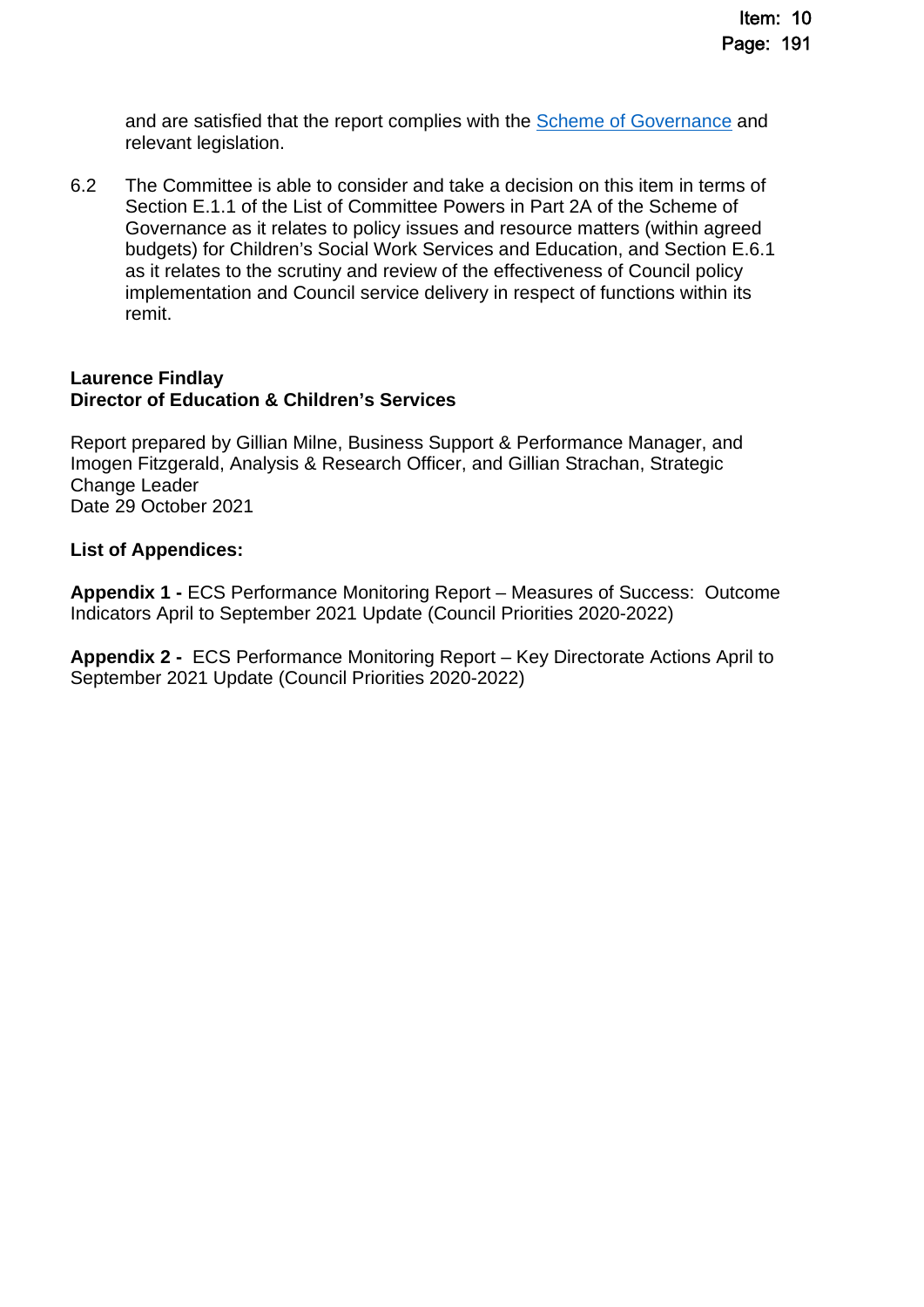and are satisfied that the report complies with the [Scheme of Governance](Scheme of Governance) and relevant legislation.

6.2 The Committee is able to consider and take a decision on this item in terms of Section E.1.1 of the List of Committee Powers in Part 2A of the Scheme of Governance as it relates to policy issues and resource matters (within agreed budgets) for Children's Social Work Services and Education, and Section E.6.1 as it relates to the scrutiny and review of the effectiveness of Council policy implementation and Council service delivery in respect of functions within its remit.

**Laurence Findlay**
**Director of Education & Children's Services**

Report prepared by Gillian Milne, Business Support & Performance Manager, and Imogen Fitzgerald, Analysis & Research Officer, and Gillian Strachan, Strategic Change Leader
Date 29 October 2021

**List of Appendices:**

**Appendix 1 -** ECS Performance Monitoring Report – Measures of Success: Outcome Indicators April to September 2021 Update (Council Priorities 2020-2022)

**Appendix 2 -** ECS Performance Monitoring Report – Key Directorate Actions April to September 2021 Update (Council Priorities 2020-2022)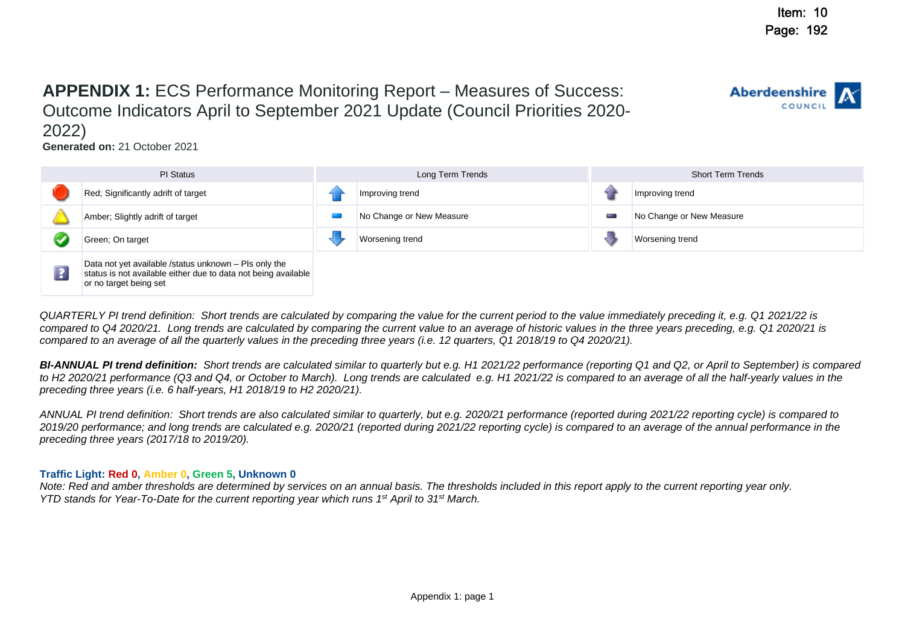# **APPENDIX 1:** ECS Performance Monitoring Report – Measures of Success: Outcome Indicators April to September 2021 Update (Council Priorities 2020-2022)

**Generated on:** 21 October 2021

| PI Status | | Long Term Trends | | Short Term Trends | |
|---|---|---|---|---|---|
| | Red; Significantly adrift of target | | Improving trend | | Improving trend |
| | Amber; Slightly adrift of target | | No Change or New Measure | | No Change or New Measure |
| | Green; On target | | Worsening trend | | Worsening trend |
| | Data not yet available /status unknown – PIs only the status is not available either due to data not being available or no target being set | | | | |

*QUARTERLY PI trend definition: Short trends are calculated by comparing the value for the current period to the value immediately preceding it, e.g. Q1 2021/22 is compared to Q4 2020/21. Long trends are calculated by comparing the current value to an average of historic values in the three years preceding, e.g. Q1 2020/21 is compared to an average of all the quarterly values in the preceding three years (i.e. 12 quarters, Q1 2018/19 to Q4 2020/21).*

***BI-ANNUAL PI trend definition:** Short trends are calculated similar to quarterly but e.g. H1 2021/22 performance (reporting Q1 and Q2, or April to September) is compared to H2 2020/21 performance (Q3 and Q4, or October to March). Long trends are calculated e.g. H1 2021/22 is compared to an average of all the half-yearly values in the preceding three years (i.e. 6 half-years, H1 2018/19 to H2 2020/21).*

*ANNUAL PI trend definition: Short trends are also calculated similar to quarterly, but e.g. 2020/21 performance (reported during 2021/22 reporting cycle) is compared to 2019/20 performance; and long trends are calculated e.g. 2020/21 (reported during 2021/22 reporting cycle) is compared to an average of the annual performance in the preceding three years (2017/18 to 2019/20).*

**Traffic Light: Red 0, Amber 0, Green 5, Unknown 0**

*Note: Red and amber thresholds are determined by services on an annual basis. The thresholds included in this report apply to the current reporting year only.*
*YTD stands for Year-To-Date for the current reporting year which runs 1st April to 31st March.*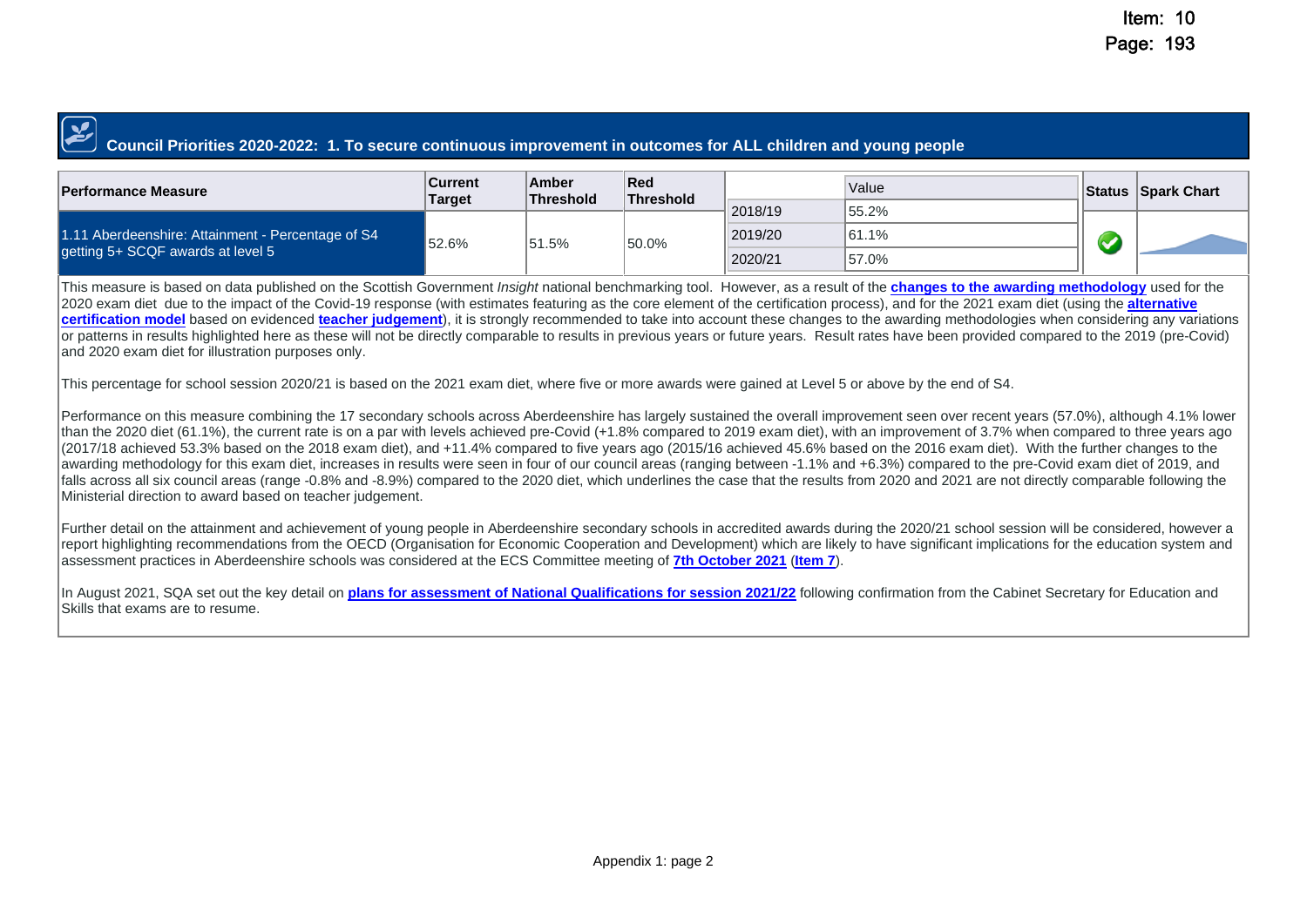## Council Priorities 2020-2022: 1. To secure continuous improvement in outcomes for ALL children and young people

| Performance Measure | Current Target | Amber Threshold | Red Threshold | | Value | Status | Spark Chart |
|---|---|---|---|---|---|---|---|
| 1.11 Aberdeenshire: Attainment - Percentage of S4 getting 5+ SCQF awards at level 5 | 52.6% | 51.5% | 50.0% | 2018/19 | 55.2% | | |
| | | | | 2019/20 | 61.1% | | |
| | | | | 2020/21 | 57.0% | | |

This measure is based on data published on the Scottish Government *Insight* national benchmarking tool. However, as a result of the **changes to the awarding methodology** used for the 2020 exam diet due to the impact of the Covid-19 response (with estimates featuring as the core element of the certification process), and for the 2021 exam diet (using the **alternative certification model** based on evidenced **teacher judgement**), it is strongly recommended to take into account these changes to the awarding methodologies when considering any variations or patterns in results highlighted here as these will not be directly comparable to results in previous years or future years. Result rates have been provided compared to the 2019 (pre-Covid) and 2020 exam diet for illustration purposes only.

This percentage for school session 2020/21 is based on the 2021 exam diet, where five or more awards were gained at Level 5 or above by the end of S4.

Performance on this measure combining the 17 secondary schools across Aberdeenshire has largely sustained the overall improvement seen over recent years (57.0%), although 4.1% lower than the 2020 diet (61.1%), the current rate is on a par with levels achieved pre-Covid (+1.8% compared to 2019 exam diet), with an improvement of 3.7% when compared to three years ago (2017/18 achieved 53.3% based on the 2018 exam diet), and +11.4% compared to five years ago (2015/16 achieved 45.6% based on the 2016 exam diet). With the further changes to the awarding methodology for this exam diet, increases in results were seen in four of our council areas (ranging between -1.1% and +6.3%) compared to the pre-Covid exam diet of 2019, and falls across all six council areas (range -0.8% and -8.9%) compared to the 2020 diet, which underlines the case that the results from 2020 and 2021 are not directly comparable following the Ministerial direction to award based on teacher judgement.

Further detail on the attainment and achievement of young people in Aberdeenshire secondary schools in accredited awards during the 2020/21 school session will be considered, however a report highlighting recommendations from the OECD (Organisation for Economic Cooperation and Development) which are likely to have significant implications for the education system and assessment practices in Aberdeenshire schools was considered at the ECS Committee meeting of **7th October 2021** (**Item 7**).

In August 2021, SQA set out the key detail on **plans for assessment of National Qualifications for session 2021/22** following confirmation from the Cabinet Secretary for Education and Skills that exams are to resume.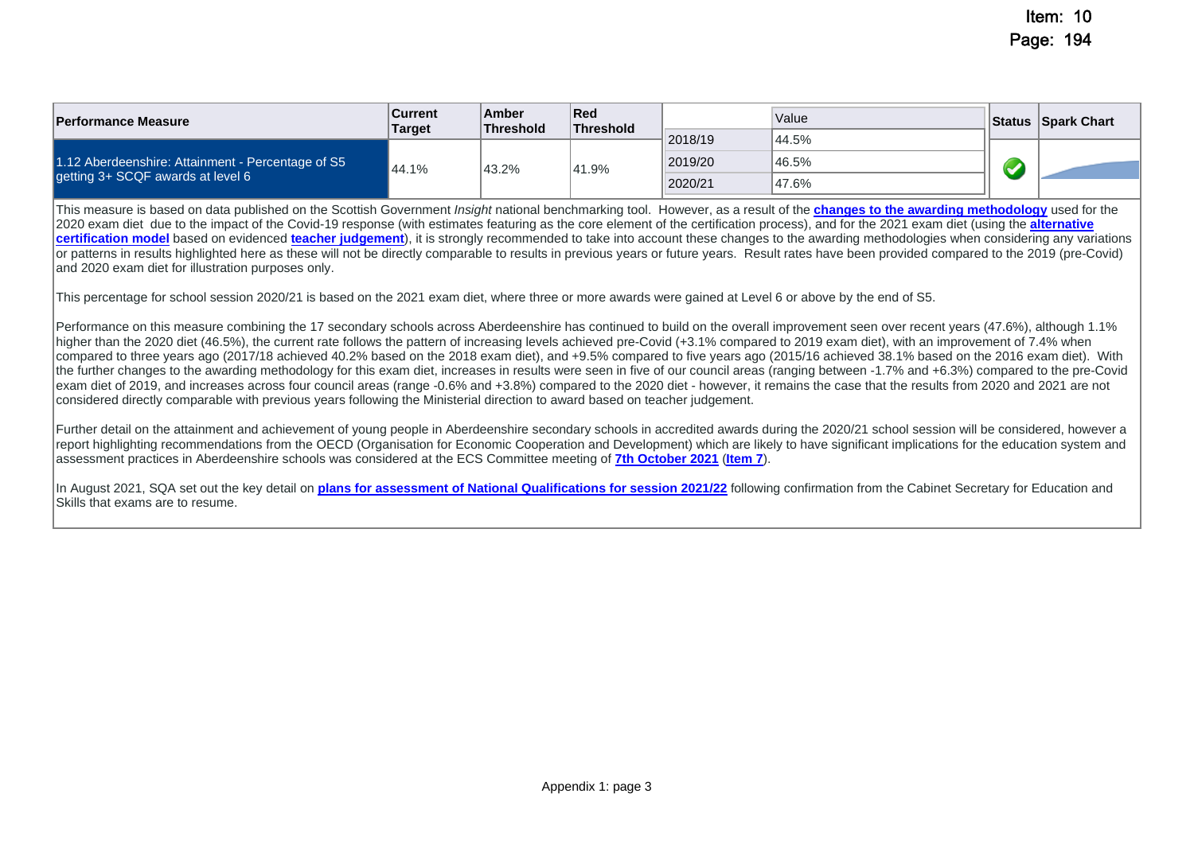| Performance Measure | Current Target | Amber Threshold | Red Threshold | | Value | Status | Spark Chart |
|---|---|---|---|---|---|---|---|
| 1.12 Aberdeenshire: Attainment - Percentage of S5 getting 3+ SCQF awards at level 6 | 44.1% | 43.2% | 41.9% | 2018/19 | 44.5% | ✔ | |
| | | | | 2019/20 | 46.5% | | |
| | | | | 2020/21 | 47.6% | | |

This measure is based on data published on the Scottish Government *Insight* national benchmarking tool. However, as a result of the **changes to the awarding methodology** used for the 2020 exam diet due to the impact of the Covid-19 response (with estimates featuring as the core element of the certification process), and for the 2021 exam diet (using the **alternative certification model** based on evidenced **teacher judgement**), it is strongly recommended to take into account these changes to the awarding methodologies when considering any variations or patterns in results highlighted here as these will not be directly comparable to results in previous years or future years. Result rates have been provided compared to the 2019 (pre-Covid) and 2020 exam diet for illustration purposes only.

This percentage for school session 2020/21 is based on the 2021 exam diet, where three or more awards were gained at Level 6 or above by the end of S5.

Performance on this measure combining the 17 secondary schools across Aberdeenshire has continued to build on the overall improvement seen over recent years (47.6%), although 1.1% higher than the 2020 diet (46.5%), the current rate follows the pattern of increasing levels achieved pre-Covid (+3.1% compared to 2019 exam diet), with an improvement of 7.4% when compared to three years ago (2017/18 achieved 40.2% based on the 2018 exam diet), and +9.5% compared to five years ago (2015/16 achieved 38.1% based on the 2016 exam diet). With the further changes to the awarding methodology for this exam diet, increases in results were seen in five of our council areas (ranging between -1.7% and +6.3%) compared to the pre-Covid exam diet of 2019, and increases across four council areas (range -0.6% and +3.8%) compared to the 2020 diet - however, it remains the case that the results from 2020 and 2021 are not considered directly comparable with previous years following the Ministerial direction to award based on teacher judgement.

Further detail on the attainment and achievement of young people in Aberdeenshire secondary schools in accredited awards during the 2020/21 school session will be considered, however a report highlighting recommendations from the OECD (Organisation for Economic Cooperation and Development) which are likely to have significant implications for the education system and assessment practices in Aberdeenshire schools was considered at the ECS Committee meeting of **7th October 2021** (**Item 7**).

In August 2021, SQA set out the key detail on **plans for assessment of National Qualifications for session 2021/22** following confirmation from the Cabinet Secretary for Education and Skills that exams are to resume.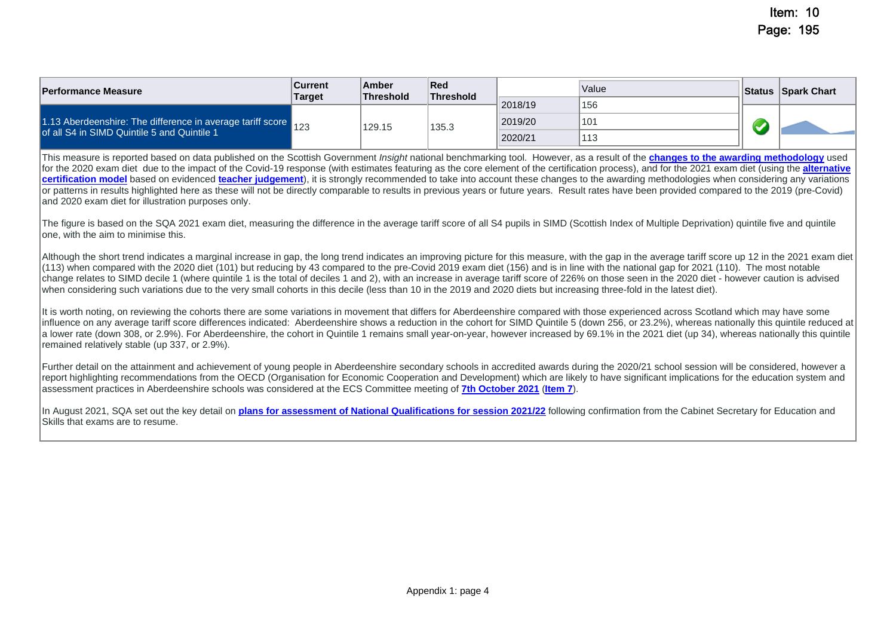| Performance Measure | Current Target | Amber Threshold | Red Threshold | | Value | Status | Spark Chart |
|---|---|---|---|---|---|---|---|
| 1.13 Aberdeenshire: The difference in average tariff score of all S4 in SIMD Quintile 5 and Quintile 1 | 123 | 129.15 | 135.3 | 2018/19 | 156 | ✔ | |
| | | | | 2019/20 | 101 | | |
| | | | | 2020/21 | 113 | | |

This measure is reported based on data published on the Scottish Government *Insight* national benchmarking tool. However, as a result of the **changes to the awarding methodology** used for the 2020 exam diet due to the impact of the Covid-19 response (with estimates featuring as the core element of the certification process), and for the 2021 exam diet (using the **alternative certification model** based on evidenced **teacher judgement**), it is strongly recommended to take into account these changes to the awarding methodologies when considering any variations or patterns in results highlighted here as these will not be directly comparable to results in previous years or future years. Result rates have been provided compared to the 2019 (pre-Covid) and 2020 exam diet for illustration purposes only.

The figure is based on the SQA 2021 exam diet, measuring the difference in the average tariff score of all S4 pupils in SIMD (Scottish Index of Multiple Deprivation) quintile five and quintile one, with the aim to minimise this.

Although the short trend indicates a marginal increase in gap, the long trend indicates an improving picture for this measure, with the gap in the average tariff score up 12 in the 2021 exam diet (113) when compared with the 2020 diet (101) but reducing by 43 compared to the pre-Covid 2019 exam diet (156) and is in line with the national gap for 2021 (110). The most notable change relates to SIMD decile 1 (where quintile 1 is the total of deciles 1 and 2), with an increase in average tariff score of 226% on those seen in the 2020 diet - however caution is advised when considering such variations due to the very small cohorts in this decile (less than 10 in the 2019 and 2020 diets but increasing three-fold in the latest diet).

It is worth noting, on reviewing the cohorts there are some variations in movement that differs for Aberdeenshire compared with those experienced across Scotland which may have some influence on any average tariff score differences indicated: Aberdeenshire shows a reduction in the cohort for SIMD Quintile 5 (down 256, or 23.2%), whereas nationally this quintile reduced at a lower rate (down 308, or 2.9%). For Aberdeenshire, the cohort in Quintile 1 remains small year-on-year, however increased by 69.1% in the 2021 diet (up 34), whereas nationally this quintile remained relatively stable (up 337, or 2.9%).

Further detail on the attainment and achievement of young people in Aberdeenshire secondary schools in accredited awards during the 2020/21 school session will be considered, however a report highlighting recommendations from the OECD (Organisation for Economic Cooperation and Development) which are likely to have significant implications for the education system and assessment practices in Aberdeenshire schools was considered at the ECS Committee meeting of **7th October 2021** (**Item 7**).

In August 2021, SQA set out the key detail on **plans for assessment of National Qualifications for session 2021/22** following confirmation from the Cabinet Secretary for Education and Skills that exams are to resume.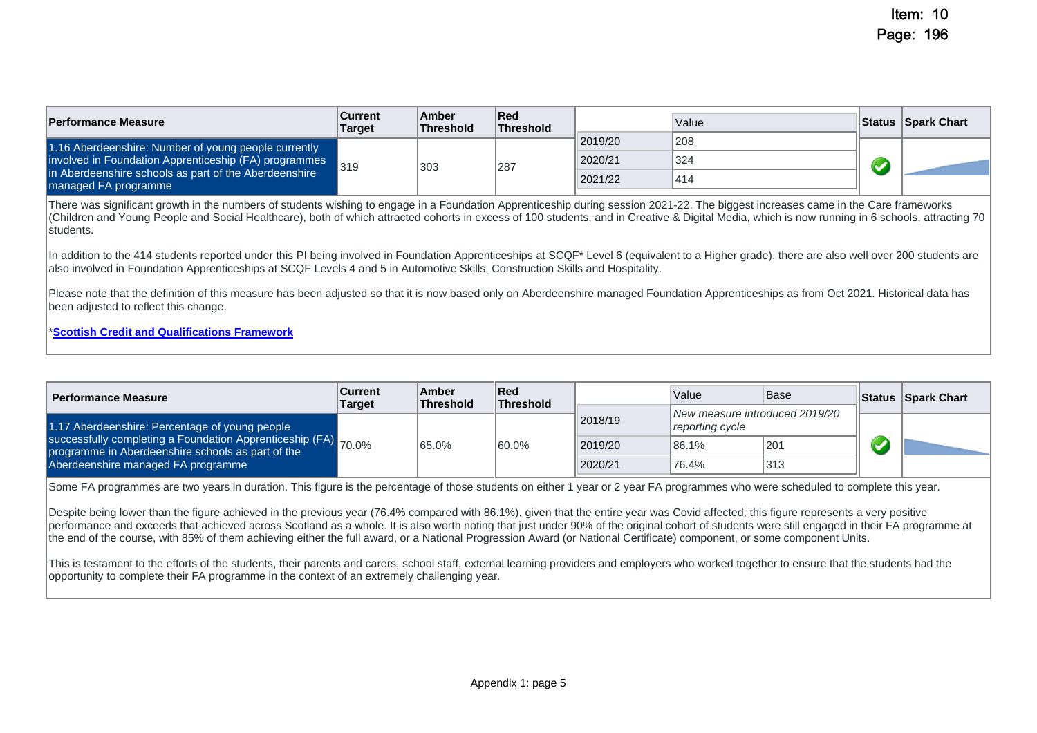| Performance Measure | Current Target | Amber Threshold | Red Threshold | | Value | Status | Spark Chart |
|---|---|---|---|---|---|---|---|
| 1.16 Aberdeenshire: Number of young people currently involved in Foundation Apprenticeship (FA) programmes in Aberdeenshire schools as part of the Aberdeenshire managed FA programme | 319 | 303 | 287 | 2019/20 | 208 | ✔ | |
| | | | | 2020/21 | 324 | | |
| | | | | 2021/22 | 414 | | |

There was significant growth in the numbers of students wishing to engage in a Foundation Apprenticeship during session 2021-22. The biggest increases came in the Care frameworks (Children and Young People and Social Healthcare), both of which attracted cohorts in excess of 100 students, and in Creative & Digital Media, which is now running in 6 schools, attracting 70 students.

In addition to the 414 students reported under this PI being involved in Foundation Apprenticeships at SCQF* Level 6 (equivalent to a Higher grade), there are also well over 200 students are also involved in Foundation Apprenticeships at SCQF Levels 4 and 5 in Automotive Skills, Construction Skills and Hospitality.

Please note that the definition of this measure has been adjusted so that it is now based only on Aberdeenshire managed Foundation Apprenticeships as from Oct 2021. Historical data has been adjusted to reflect this change.

*[**Scottish Credit and Qualifications Framework**]

| Performance Measure | Current Target | Amber Threshold | Red Threshold | | Value | Base | Status | Spark Chart |
|---|---|---|---|---|---|---|---|---|
| 1.17 Aberdeenshire: Percentage of young people successfully completing a Foundation Apprenticeship (FA) programme in Aberdeenshire schools as part of the Aberdeenshire managed FA programme | 70.0% | 65.0% | 60.0% | 2018/19 | *New measure introduced 2019/20 reporting cycle* | | ✔ | |
| | | | | 2019/20 | 86.1% | 201 | | |
| | | | | 2020/21 | 76.4% | 313 | | |

Some FA programmes are two years in duration. This figure is the percentage of those students on either 1 year or 2 year FA programmes who were scheduled to complete this year.

Despite being lower than the figure achieved in the previous year (76.4% compared with 86.1%), given that the entire year was Covid affected, this figure represents a very positive performance and exceeds that achieved across Scotland as a whole. It is also worth noting that just under 90% of the original cohort of students were still engaged in their FA programme at the end of the course, with 85% of them achieving either the full award, or a National Progression Award (or National Certificate) component, or some component Units.

This is testament to the efforts of the students, their parents and carers, school staff, external learning providers and employers who worked together to ensure that the students had the opportunity to complete their FA programme in the context of an extremely challenging year.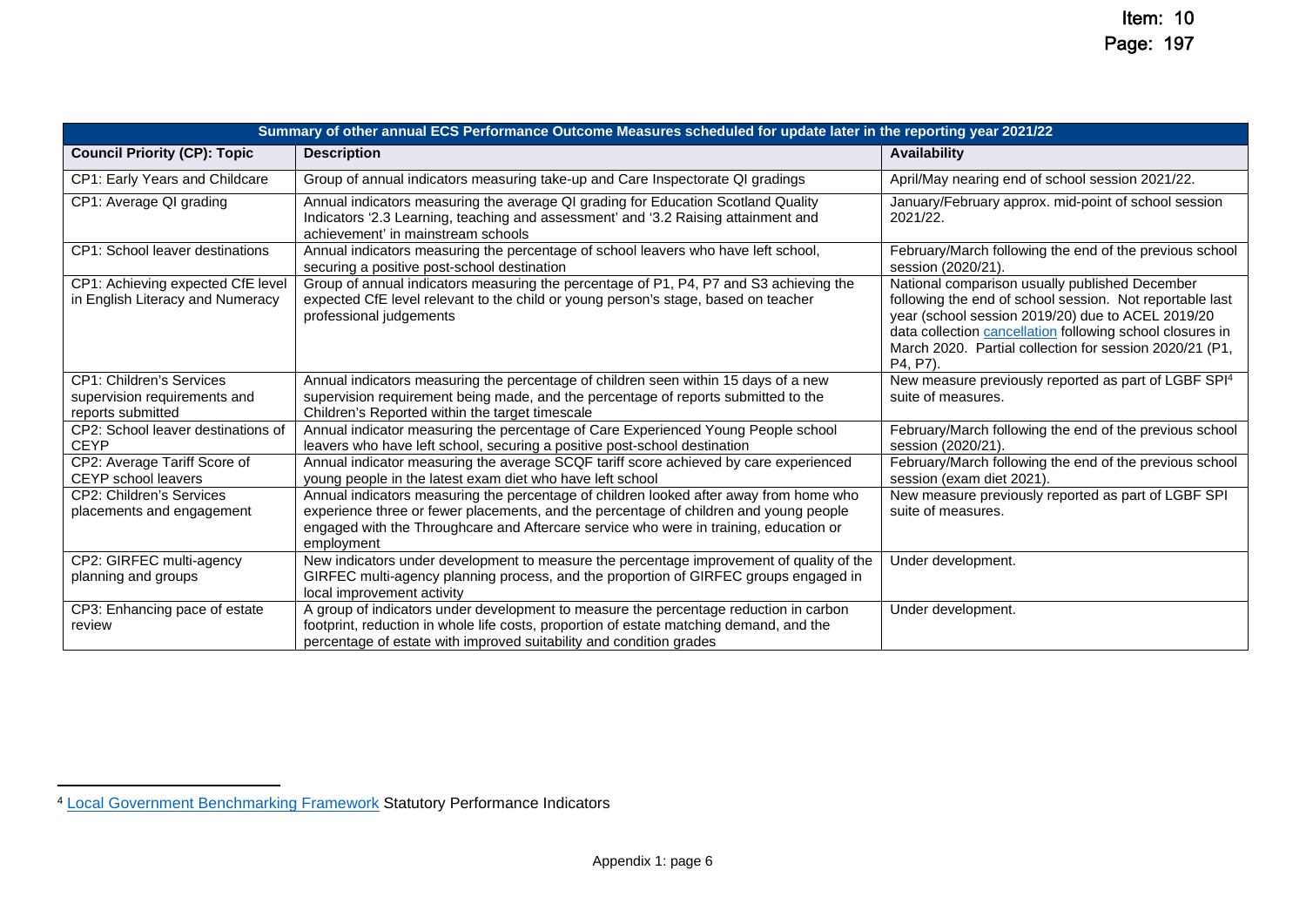| Summary of other annual ECS Performance Outcome Measures scheduled for update later in the reporting year 2021/22 | | |
|---|---|---|
| **Council Priority (CP): Topic** | **Description** | **Availability** |
| CP1: Early Years and Childcare | Group of annual indicators measuring take-up and Care Inspectorate QI gradings | April/May nearing end of school session 2021/22. |
| CP1: Average QI grading | Annual indicators measuring the average QI grading for Education Scotland Quality Indicators '2.3 Learning, teaching and assessment' and '3.2 Raising attainment and achievement' in mainstream schools | January/February approx. mid-point of school session 2021/22. |
| CP1: School leaver destinations | Annual indicators measuring the percentage of school leavers who have left school, securing a positive post-school destination | February/March following the end of the previous school session (2020/21). |
| CP1: Achieving expected CfE level in English Literacy and Numeracy | Group of annual indicators measuring the percentage of P1, P4, P7 and S3 achieving the expected CfE level relevant to the child or young person's stage, based on teacher professional judgements | National comparison usually published December following the end of school session. Not reportable last year (school session 2019/20) due to ACEL 2019/20 data collection cancellation following school closures in March 2020. Partial collection for session 2020/21 (P1, P4, P7). |
| CP1: Children's Services supervision requirements and reports submitted | Annual indicators measuring the percentage of children seen within 15 days of a new supervision requirement being made, and the percentage of reports submitted to the Children's Reported within the target timescale | New measure previously reported as part of LGBF SPI[4] suite of measures. |
| CP2: School leaver destinations of CEYP | Annual indicator measuring the percentage of Care Experienced Young People school leavers who have left school, securing a positive post-school destination | February/March following the end of the previous school session (2020/21). |
| CP2: Average Tariff Score of CEYP school leavers | Annual indicator measuring the average SCQF tariff score achieved by care experienced young people in the latest exam diet who have left school | February/March following the end of the previous school session (exam diet 2021). |
| CP2: Children's Services placements and engagement | Annual indicators measuring the percentage of children looked after away from home who experience three or fewer placements, and the percentage of children and young people engaged with the Throughcare and Aftercare service who were in training, education or employment | New measure previously reported as part of LGBF SPI suite of measures. |
| CP2: GIRFEC multi-agency planning and groups | New indicators under development to measure the percentage improvement of quality of the GIRFEC multi-agency planning process, and the proportion of GIRFEC groups engaged in local improvement activity | Under development. |
| CP3: Enhancing pace of estate review | A group of indicators under development to measure the percentage reduction in carbon footprint, reduction in whole life costs, proportion of estate matching demand, and the percentage of estate with improved suitability and condition grades | Under development. |

[4] Local Government Benchmarking Framework Statutory Performance Indicators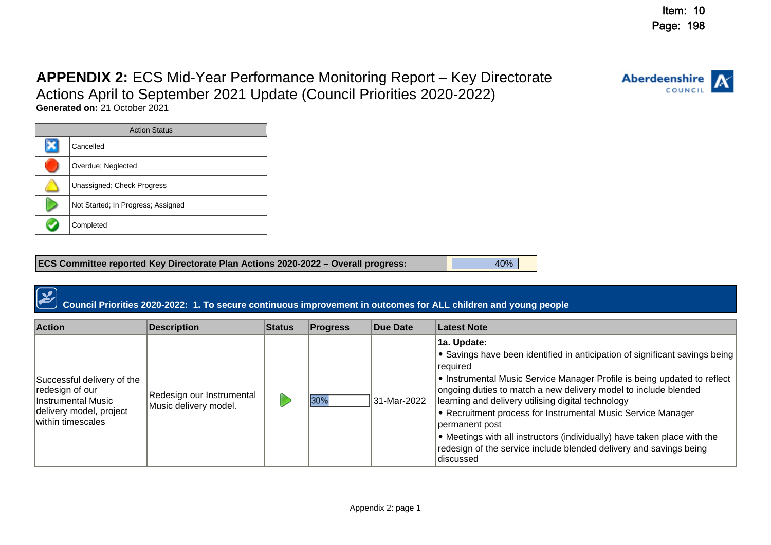Item: 10
Page: 198

# APPENDIX 2: ECS Mid-Year Performance Monitoring Report – Key Directorate Actions April to September 2021 Update (Council Priorities 2020-2022)

**Generated on:** 21 October 2021

| Action Status | |
|---|---|
| | Cancelled |
| | Overdue; Neglected |
| | Unassigned; Check Progress |
| | Not Started; In Progress; Assigned |
| | Completed |

| ECS Committee reported Key Directorate Plan Actions 2020-2022 – Overall progress: | 40% |
|---|---|

## Council Priorities 2020-2022: 1. To secure continuous improvement in outcomes for ALL children and young people

| Action | Description | Status | Progress | Due Date | Latest Note |
|---|---|---|---|---|---|
| Successful delivery of the redesign of our Instrumental Music delivery model, project within timescales | Redesign our Instrumental Music delivery model. | Not Started; In Progress; Assigned | 30% | 31-Mar-2022 | **1a. Update:**<br>• Savings have been identified in anticipation of significant savings being required<br>• Instrumental Music Service Manager Profile is being updated to reflect ongoing duties to match a new delivery model to include blended learning and delivery utilising digital technology<br>• Recruitment process for Instrumental Music Service Manager permanent post<br>• Meetings with all instructors (individually) have taken place with the redesign of the service include blended delivery and savings being discussed |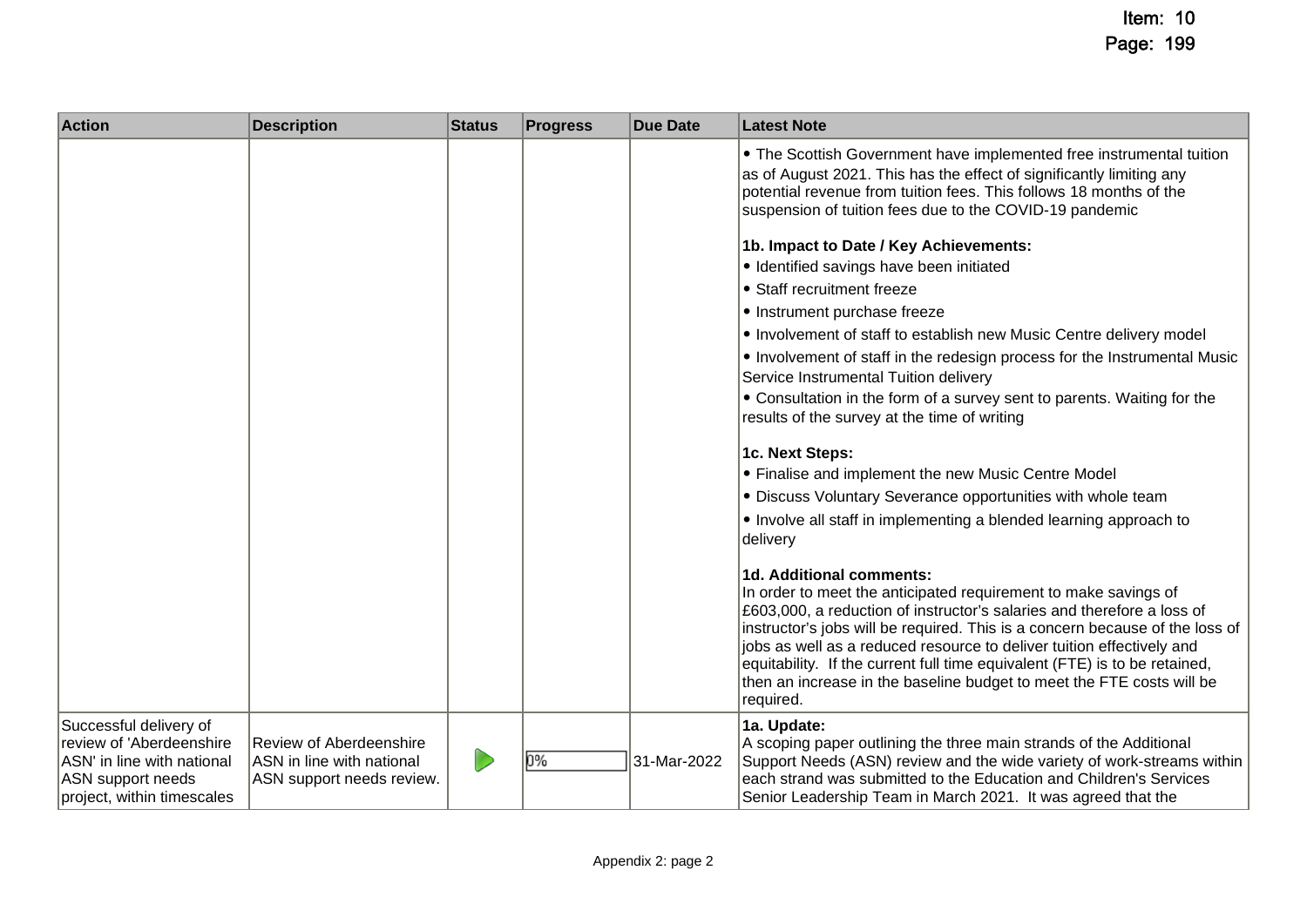| Action | Description | Status | Progress | Due Date | Latest Note |
|---|---|---|---|---|---|
| | | | | | • The Scottish Government have implemented free instrumental tuition as of August 2021. This has the effect of significantly limiting any potential revenue from tuition fees. This follows 18 months of the suspension of tuition fees due to the COVID-19 pandemic<br><br>**1b. Impact to Date / Key Achievements:**<br>• Identified savings have been initiated<br>• Staff recruitment freeze<br>• Instrument purchase freeze<br>• Involvement of staff to establish new Music Centre delivery model<br>• Involvement of staff in the redesign process for the Instrumental Music Service Instrumental Tuition delivery<br>• Consultation in the form of a survey sent to parents. Waiting for the results of the survey at the time of writing<br><br>**1c. Next Steps:**<br>• Finalise and implement the new Music Centre Model<br>• Discuss Voluntary Severance opportunities with whole team<br>• Involve all staff in implementing a blended learning approach to delivery<br><br>**1d. Additional comments:**<br>In order to meet the anticipated requirement to make savings of £603,000, a reduction of instructor's salaries and therefore a loss of instructor's jobs will be required. This is a concern because of the loss of jobs as well as a reduced resource to deliver tuition effectively and equitability. If the current full time equivalent (FTE) is to be retained, then an increase in the baseline budget to meet the FTE costs will be required. |
| Successful delivery of review of 'Aberdeenshire ASN' in line with national ASN support needs project, within timescales | Review of Aberdeenshire ASN in line with national ASN support needs review. | ▷ | 0% | 31-Mar-2022 | **1a. Update:**<br>A scoping paper outlining the three main strands of the Additional Support Needs (ASN) review and the wide variety of work-streams within each strand was submitted to the Education and Children's Services Senior Leadership Team in March 2021. It was agreed that the |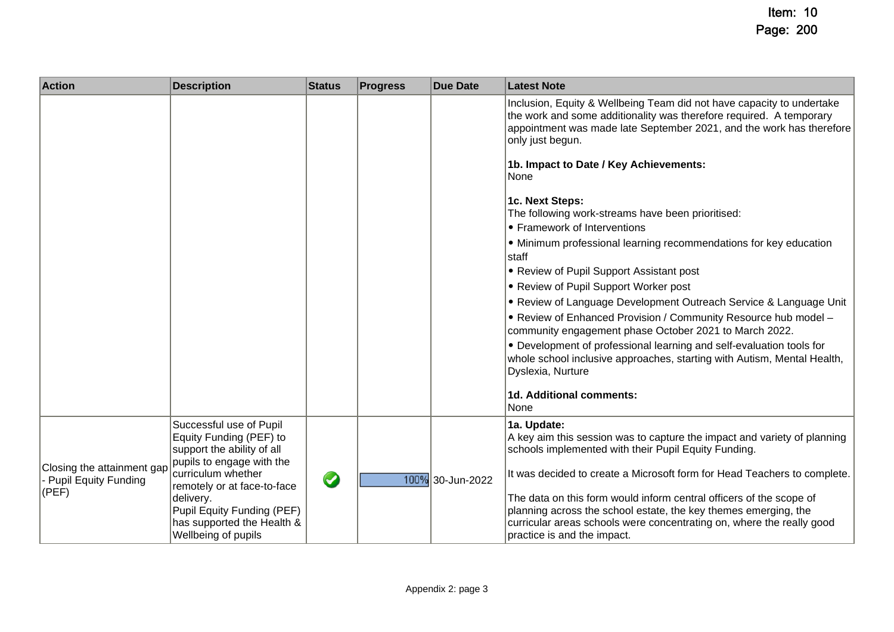| Action | Description | Status | Progress | Due Date | Latest Note |
|---|---|---|---|---|---|
| | | | | | Inclusion, Equity & Wellbeing Team did not have capacity to undertake the work and some additionality was therefore required. A temporary appointment was made late September 2021, and the work has therefore only just begun.<br><br>**1b. Impact to Date / Key Achievements:**<br>None<br><br>**1c. Next Steps:**<br>The following work-streams have been prioritised:<br>• Framework of Interventions<br>• Minimum professional learning recommendations for key education staff<br>• Review of Pupil Support Assistant post<br>• Review of Pupil Support Worker post<br>• Review of Language Development Outreach Service & Language Unit<br>• Review of Enhanced Provision / Community Resource hub model – community engagement phase October 2021 to March 2022.<br>• Development of professional learning and self-evaluation tools for whole school inclusive approaches, starting with Autism, Mental Health, Dyslexia, Nurture<br><br>**1d. Additional comments:**<br>None |
| Closing the attainment gap - Pupil Equity Funding (PEF) | Successful use of Pupil Equity Funding (PEF) to support the ability of all pupils to engage with the curriculum whether remotely or at face-to-face delivery.<br>Pupil Equity Funding (PEF) has supported the Health & Wellbeing of pupils | ✔ | 100% | 30-Jun-2022 | **1a. Update:**<br>A key aim this session was to capture the impact and variety of planning schools implemented with their Pupil Equity Funding.<br><br>It was decided to create a Microsoft form for Head Teachers to complete.<br><br>The data on this form would inform central officers of the scope of planning across the school estate, the key themes emerging, the curricular areas schools were concentrating on, where the really good practice is and the impact. |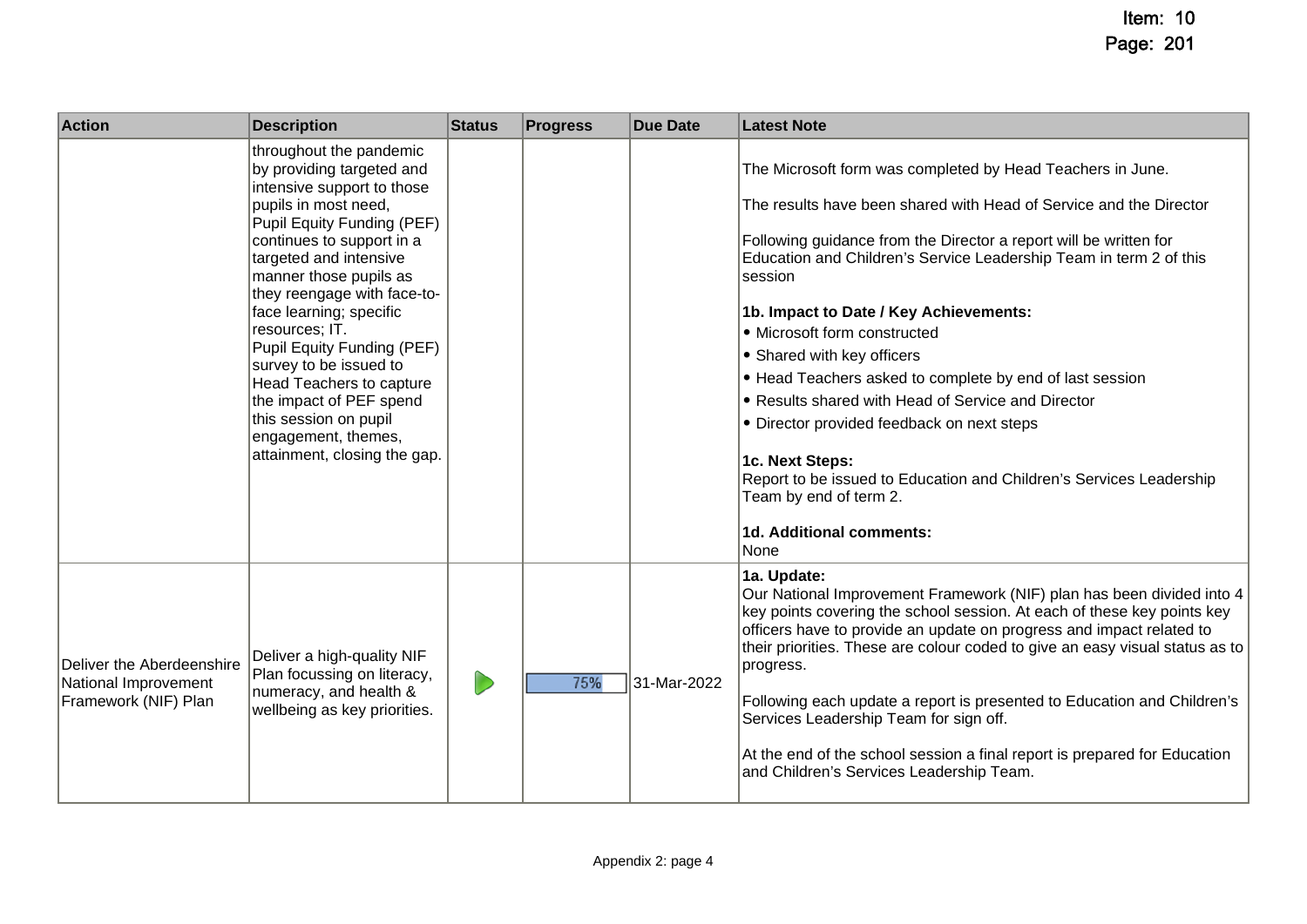| Action | Description | Status | Progress | Due Date | Latest Note |
|---|---|---|---|---|---|
| | throughout the pandemic by providing targeted and intensive support to those pupils in most need, Pupil Equity Funding (PEF) continues to support in a targeted and intensive manner those pupils as they reengage with face-to-face learning; specific resources; IT. Pupil Equity Funding (PEF) survey to be issued to Head Teachers to capture the impact of PEF spend this session on pupil engagement, themes, attainment, closing the gap. | | | | The Microsoft form was completed by Head Teachers in June.<br><br>The results have been shared with Head of Service and the Director<br><br>Following guidance from the Director a report will be written for Education and Children's Service Leadership Team in term 2 of this session<br><br>**1b. Impact to Date / Key Achievements:**<br>• Microsoft form constructed<br>• Shared with key officers<br>• Head Teachers asked to complete by end of last session<br>• Results shared with Head of Service and Director<br>• Director provided feedback on next steps<br><br>**1c. Next Steps:**<br>Report to be issued to Education and Children's Services Leadership Team by end of term 2.<br><br>**1d. Additional comments:**<br>None |
| Deliver the Aberdeenshire National Improvement Framework (NIF) Plan | Deliver a high-quality NIF Plan focussing on literacy, numeracy, and health & wellbeing as key priorities. | ▶ | 75% | 31-Mar-2022 | **1a. Update:**<br>Our National Improvement Framework (NIF) plan has been divided into 4 key points covering the school session. At each of these key points key officers have to provide an update on progress and impact related to their priorities. These are colour coded to give an easy visual status as to progress.<br><br>Following each update a report is presented to Education and Children's Services Leadership Team for sign off.<br><br>At the end of the school session a final report is prepared for Education and Children's Services Leadership Team. |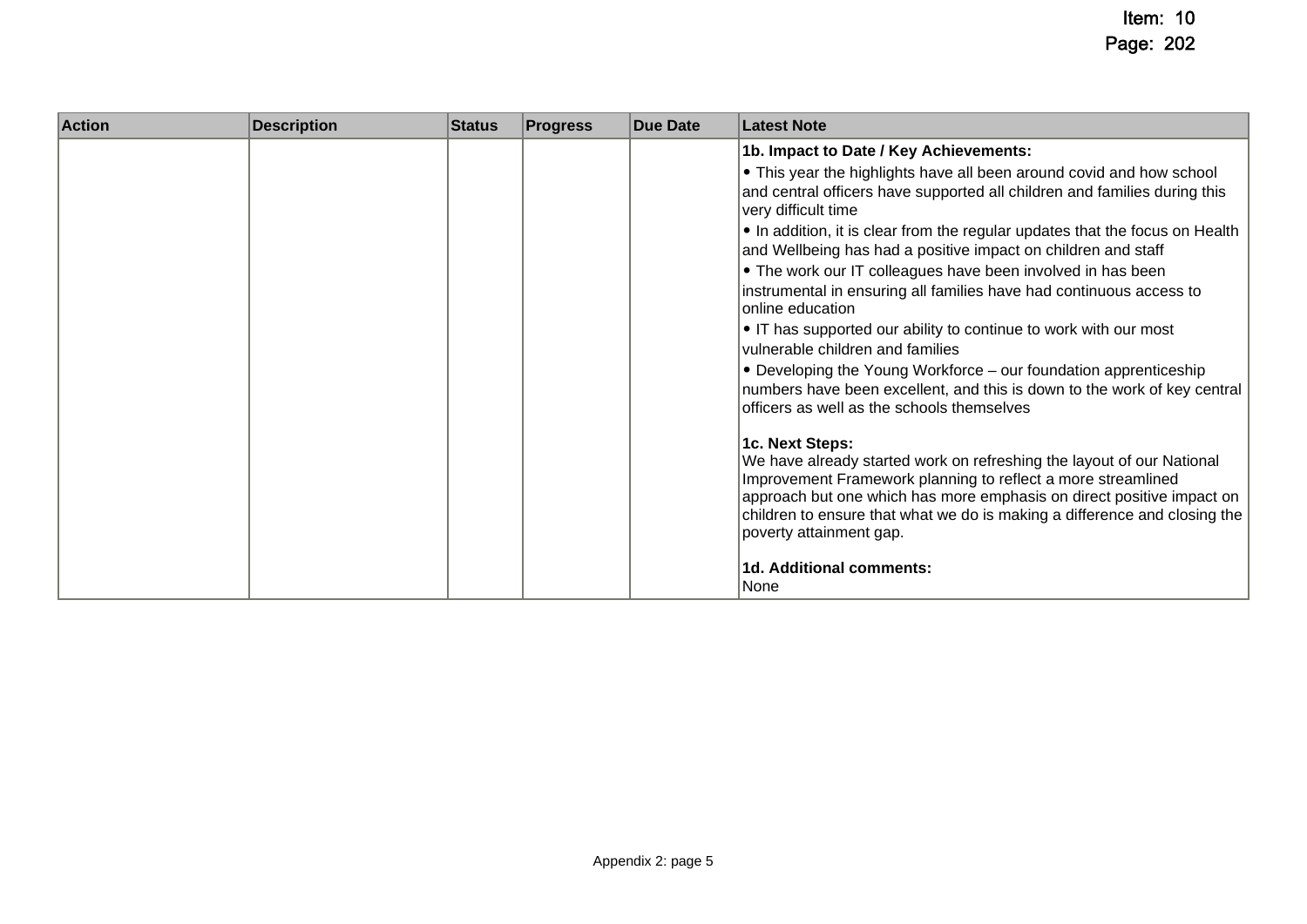| Action | Description | Status | Progress | Due Date | Latest Note |
|---|---|---|---|---|---|
| | | | | | **1b. Impact to Date / Key Achievements:**<br>• This year the highlights have all been around covid and how school and central officers have supported all children and families during this very difficult time<br>• In addition, it is clear from the regular updates that the focus on Health and Wellbeing has had a positive impact on children and staff<br>• The work our IT colleagues have been involved in has been instrumental in ensuring all families have had continuous access to online education<br>• IT has supported our ability to continue to work with our most vulnerable children and families<br>• Developing the Young Workforce – our foundation apprenticeship numbers have been excellent, and this is down to the work of key central officers as well as the schools themselves<br><br>**1c. Next Steps:**<br>We have already started work on refreshing the layout of our National Improvement Framework planning to reflect a more streamlined approach but one which has more emphasis on direct positive impact on children to ensure that what we do is making a difference and closing the poverty attainment gap.<br><br>**1d. Additional comments:**<br>None |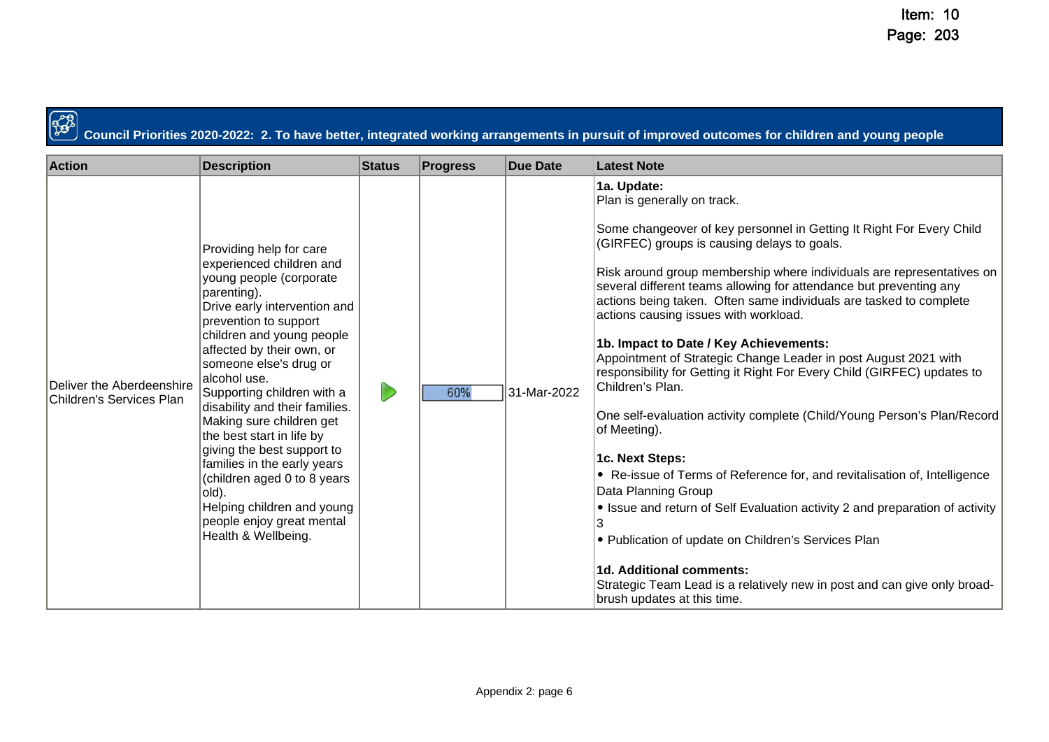## Council Priorities 2020-2022: 2. To have better, integrated working arrangements in pursuit of improved outcomes for children and young people

| Action | Description | Status | Progress | Due Date | Latest Note |
|---|---|---|---|---|---|
| Deliver the Aberdeenshire Children's Services Plan | Providing help for care experienced children and young people (corporate parenting).<br>Drive early intervention and prevention to support children and young people affected by their own, or someone else's drug or alcohol use.<br>Supporting children with a disability and their families.<br>Making sure children get the best start in life by giving the best support to families in the early years (children aged 0 to 8 years old).<br>Helping children and young people enjoy great mental Health & Wellbeing. | | 60% | 31-Mar-2022 | **1a. Update:**<br>Plan is generally on track.<br><br>Some changeover of key personnel in Getting It Right For Every Child (GIRFEC) groups is causing delays to goals.<br><br>Risk around group membership where individuals are representatives on several different teams allowing for attendance but preventing any actions being taken. Often same individuals are tasked to complete actions causing issues with workload.<br><br>**1b. Impact to Date / Key Achievements:**<br>Appointment of Strategic Change Leader in post August 2021 with responsibility for Getting it Right For Every Child (GIRFEC) updates to Children's Plan.<br><br>One self-evaluation activity complete (Child/Young Person's Plan/Record of Meeting).<br><br>**1c. Next Steps:**<br>• Re-issue of Terms of Reference for, and revitalisation of, Intelligence Data Planning Group<br>• Issue and return of Self Evaluation activity 2 and preparation of activity 3<br>• Publication of update on Children's Services Plan<br><br>**1d. Additional comments:**<br>Strategic Team Lead is a relatively new in post and can give only broad-brush updates at this time. |

Appendix 2: page 6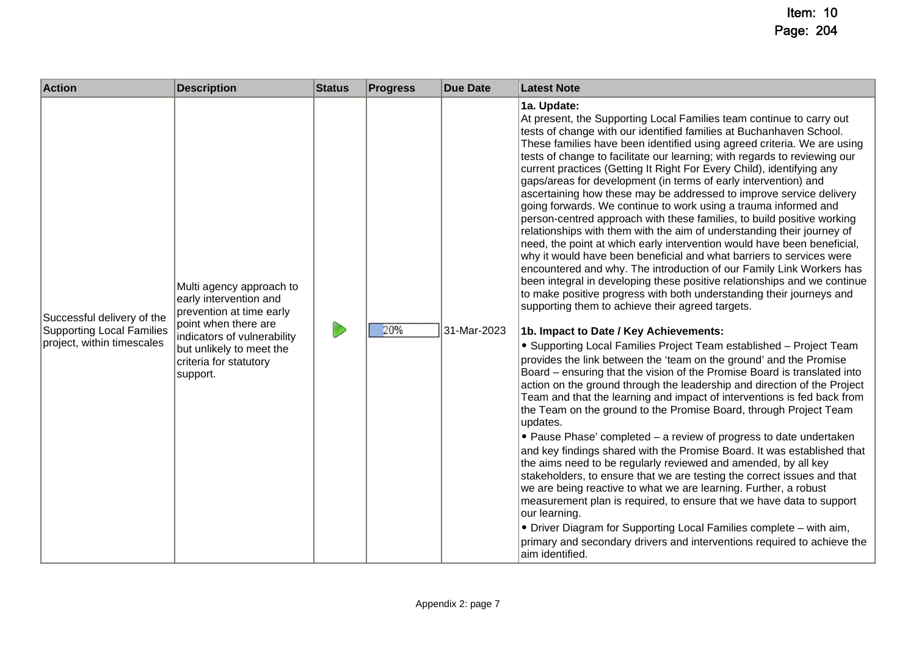| Action | Description | Status | Progress | Due Date | Latest Note |
|---|---|---|---|---|---|
| Successful delivery of the Supporting Local Families project, within timescales | Multi agency approach to early intervention and prevention at time early point when there are indicators of vulnerability but unlikely to meet the criteria for statutory support. | | 20% | 31-Mar-2023 | **1a. Update:**<br>At present, the Supporting Local Families team continue to carry out tests of change with our identified families at Buchanhaven School. These families have been identified using agreed criteria. We are using tests of change to facilitate our learning; with regards to reviewing our current practices (Getting It Right For Every Child), identifying any gaps/areas for development (in terms of early intervention) and ascertaining how these may be addressed to improve service delivery going forwards. We continue to work using a trauma informed and person-centred approach with these families, to build positive working relationships with them with the aim of understanding their journey of need, the point at which early intervention would have been beneficial, why it would have been beneficial and what barriers to services were encountered and why. The introduction of our Family Link Workers has been integral in developing these positive relationships and we continue to make positive progress with both understanding their journeys and supporting them to achieve their agreed targets.<br><br>**1b. Impact to Date / Key Achievements:**<br>• Supporting Local Families Project Team established – Project Team provides the link between the 'team on the ground' and the Promise Board – ensuring that the vision of the Promise Board is translated into action on the ground through the leadership and direction of the Project Team and that the learning and impact of interventions is fed back from the Team on the ground to the Promise Board, through Project Team updates.<br>• Pause Phase' completed – a review of progress to date undertaken and key findings shared with the Promise Board. It was established that the aims need to be regularly reviewed and amended, by all key stakeholders, to ensure that we are testing the correct issues and that we are being reactive to what we are learning. Further, a robust measurement plan is required, to ensure that we have data to support our learning.<br>• Driver Diagram for Supporting Local Families complete – with aim, primary and secondary drivers and interventions required to achieve the aim identified. |

Appendix 2: page 7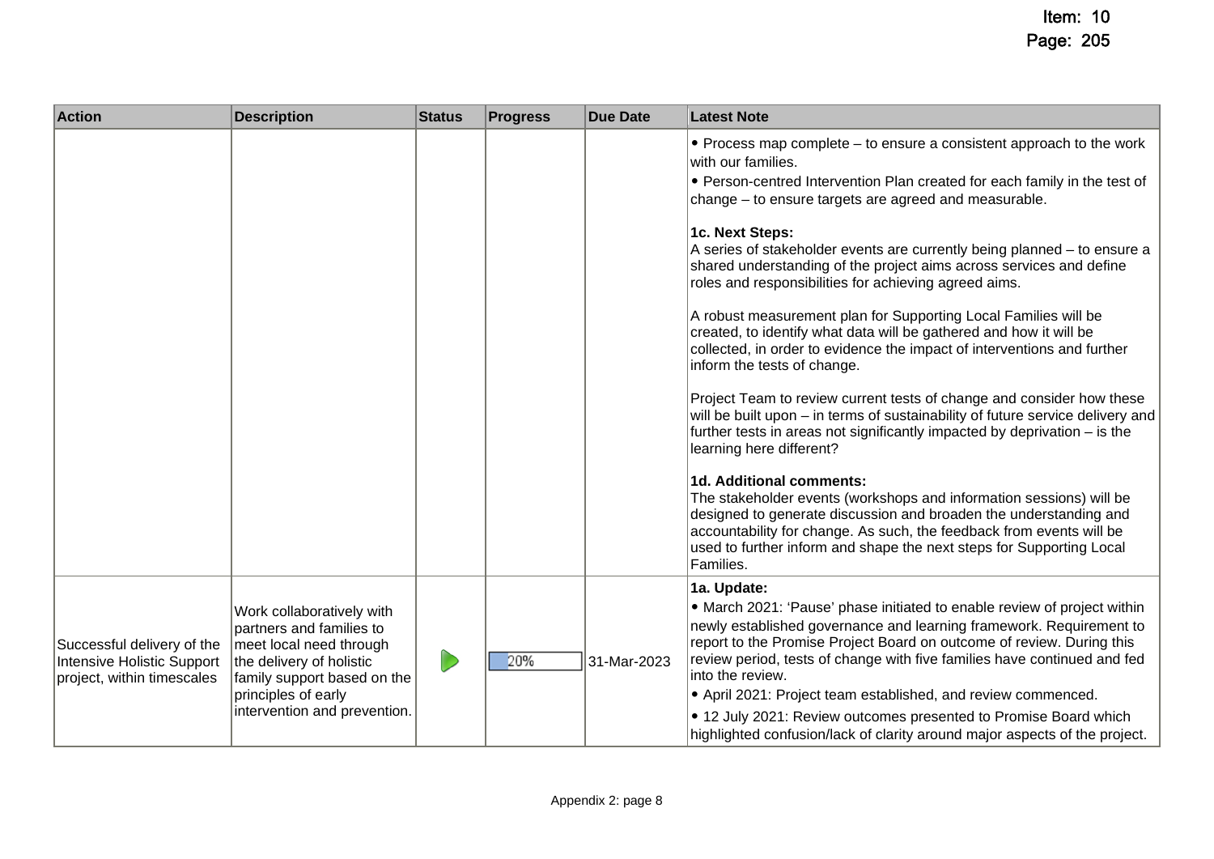| Action | Description | Status | Progress | Due Date | Latest Note |
| --- | --- | --- | --- | --- | --- |
| | | | | | • Process map complete – to ensure a consistent approach to the work with our families.<br>• Person-centred Intervention Plan created for each family in the test of change – to ensure targets are agreed and measurable.<br><br>**1c. Next Steps:**<br>A series of stakeholder events are currently being planned – to ensure a shared understanding of the project aims across services and define roles and responsibilities for achieving agreed aims.<br><br>A robust measurement plan for Supporting Local Families will be created, to identify what data will be gathered and how it will be collected, in order to evidence the impact of interventions and further inform the tests of change.<br><br>Project Team to review current tests of change and consider how these will be built upon – in terms of sustainability of future service delivery and further tests in areas not significantly impacted by deprivation – is the learning here different?<br><br>**1d. Additional comments:**<br>The stakeholder events (workshops and information sessions) will be designed to generate discussion and broaden the understanding and accountability for change. As such, the feedback from events will be used to further inform and shape the next steps for Supporting Local Families. |
| Successful delivery of the Intensive Holistic Support project, within timescales | Work collaboratively with partners and families to meet local need through the delivery of holistic family support based on the principles of early intervention and prevention. | ▶ | 20% | 31-Mar-2023 | **1a. Update:**<br>• March 2021: 'Pause' phase initiated to enable review of project within newly established governance and learning framework. Requirement to report to the Promise Project Board on outcome of review. During this review period, tests of change with five families have continued and fed into the review.<br>• April 2021: Project team established, and review commenced.<br>• 12 July 2021: Review outcomes presented to Promise Board which highlighted confusion/lack of clarity around major aspects of the project. |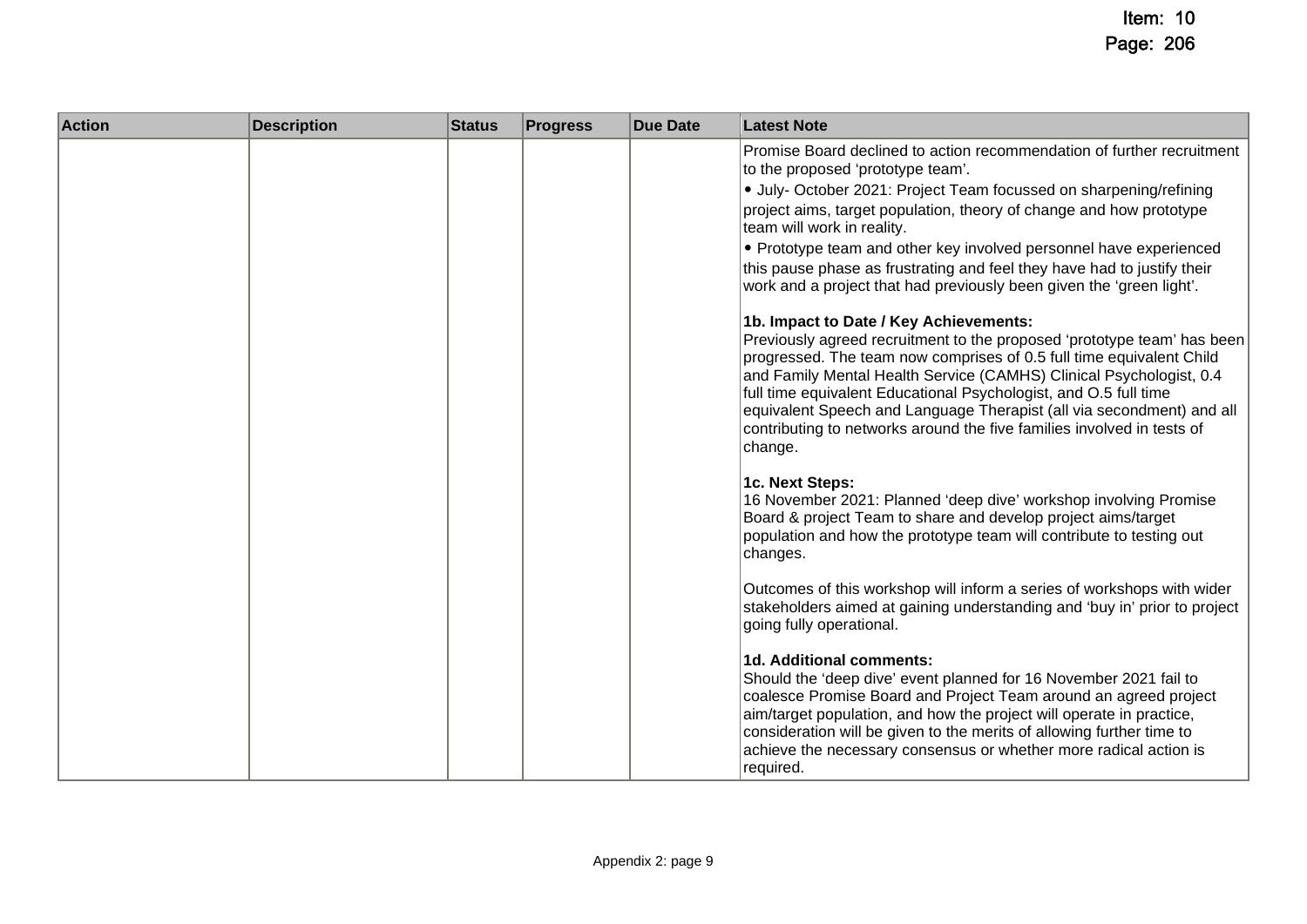| Action | Description | Status | Progress | Due Date | Latest Note |
|---|---|---|---|---|---|
| | | | | | Promise Board declined to action recommendation of further recruitment to the proposed 'prototype team'.<br>• July- October 2021: Project Team focussed on sharpening/refining project aims, target population, theory of change and how prototype team will work in reality.<br>• Prototype team and other key involved personnel have experienced this pause phase as frustrating and feel they have had to justify their work and a project that had previously been given the 'green light'.<br><br>**1b. Impact to Date / Key Achievements:**<br>Previously agreed recruitment to the proposed 'prototype team' has been progressed. The team now comprises of 0.5 full time equivalent Child and Family Mental Health Service (CAMHS) Clinical Psychologist, 0.4 full time equivalent Educational Psychologist, and O.5 full time equivalent Speech and Language Therapist (all via secondment) and all contributing to networks around the five families involved in tests of change.<br><br>**1c. Next Steps:**<br>16 November 2021: Planned 'deep dive' workshop involving Promise Board & project Team to share and develop project aims/target population and how the prototype team will contribute to testing out changes.<br><br>Outcomes of this workshop will inform a series of workshops with wider stakeholders aimed at gaining understanding and 'buy in' prior to project going fully operational.<br><br>**1d. Additional comments:**<br>Should the 'deep dive' event planned for 16 November 2021 fail to coalesce Promise Board and Project Team around an agreed project aim/target population, and how the project will operate in practice, consideration will be given to the merits of allowing further time to achieve the necessary consensus or whether more radical action is required. |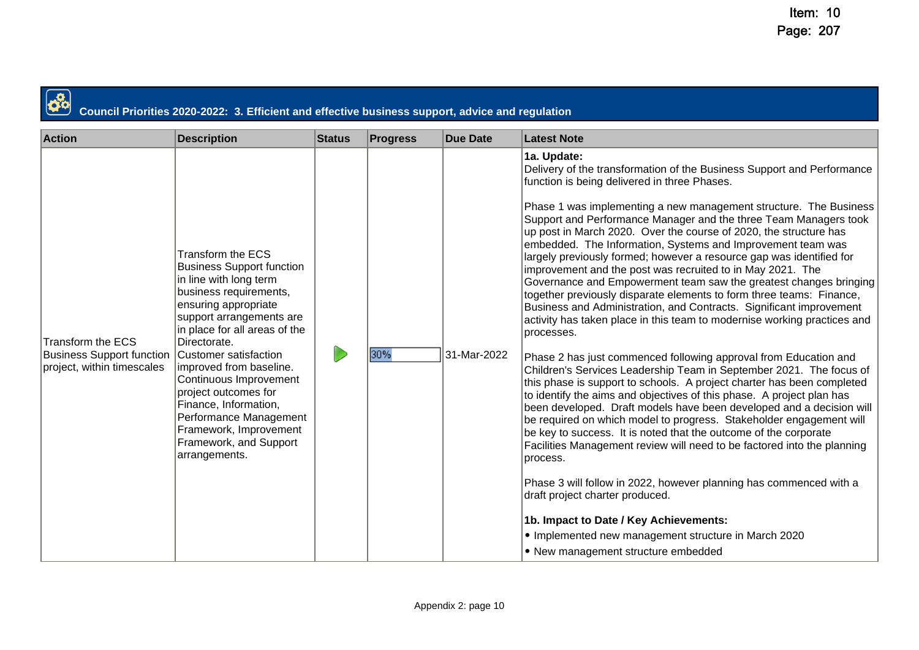## Council Priorities 2020-2022: 3. Efficient and effective business support, advice and regulation

| Action | Description | Status | Progress | Due Date | Latest Note |
|---|---|---|---|---|---|
| Transform the ECS Business Support function project, within timescales | Transform the ECS Business Support function in line with long term business requirements, ensuring appropriate support arrangements are in place for all areas of the Directorate.<br>Customer satisfaction improved from baseline.<br>Continuous Improvement project outcomes for Finance, Information, Performance Management Framework, Improvement Framework, and Support arrangements. | | 30% | 31-Mar-2022 | **1a. Update:**<br>Delivery of the transformation of the Business Support and Performance function is being delivered in three Phases.<br><br>Phase 1 was implementing a new management structure. The Business Support and Performance Manager and the three Team Managers took up post in March 2020. Over the course of 2020, the structure has embedded. The Information, Systems and Improvement team was largely previously formed; however a resource gap was identified for improvement and the post was recruited to in May 2021. The Governance and Empowerment team saw the greatest changes bringing together previously disparate elements to form three teams: Finance, Business and Administration, and Contracts. Significant improvement activity has taken place in this team to modernise working practices and processes.<br><br>Phase 2 has just commenced following approval from Education and Children's Services Leadership Team in September 2021. The focus of this phase is support to schools. A project charter has been completed to identify the aims and objectives of this phase. A project plan has been developed. Draft models have been developed and a decision will be required on which model to progress. Stakeholder engagement will be key to success. It is noted that the outcome of the corporate Facilities Management review will need to be factored into the planning process.<br><br>Phase 3 will follow in 2022, however planning has commenced with a draft project charter produced.<br><br>**1b. Impact to Date / Key Achievements:**<br>• Implemented new management structure in March 2020<br>• New management structure embedded |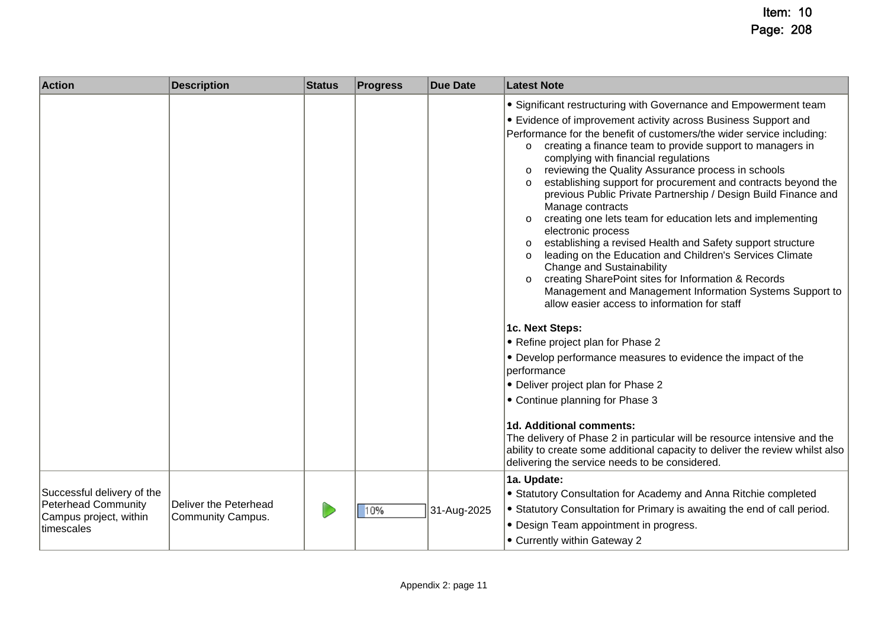| Action | Description | Status | Progress | Due Date | Latest Note |
|---|---|---|---|---|---|
| | | | | | • Significant restructuring with Governance and Empowerment team<br>• Evidence of improvement activity across Business Support and Performance for the benefit of customers/the wider service including:<br>o creating a finance team to provide support to managers in complying with financial regulations<br>o reviewing the Quality Assurance process in schools<br>o establishing support for procurement and contracts beyond the previous Public Private Partnership / Design Build Finance and Manage contracts<br>o creating one lets team for education lets and implementing electronic process<br>o establishing a revised Health and Safety support structure<br>o leading on the Education and Children's Services Climate Change and Sustainability<br>o creating SharePoint sites for Information & Records Management and Management Information Systems Support to allow easier access to information for staff<br><br>**1c. Next Steps:**<br>• Refine project plan for Phase 2<br>• Develop performance measures to evidence the impact of the performance<br>• Deliver project plan for Phase 2<br>• Continue planning for Phase 3<br><br>**1d. Additional comments:**<br>The delivery of Phase 2 in particular will be resource intensive and the ability to create some additional capacity to deliver the review whilst also delivering the service needs to be considered. |
| Successful delivery of the Peterhead Community Campus project, within timescales | Deliver the Peterhead Community Campus. | ▶ | 10% | 31-Aug-2025 | **1a. Update:**<br>• Statutory Consultation for Academy and Anna Ritchie completed<br>• Statutory Consultation for Primary is awaiting the end of call period.<br>• Design Team appointment in progress.<br>• Currently within Gateway 2 |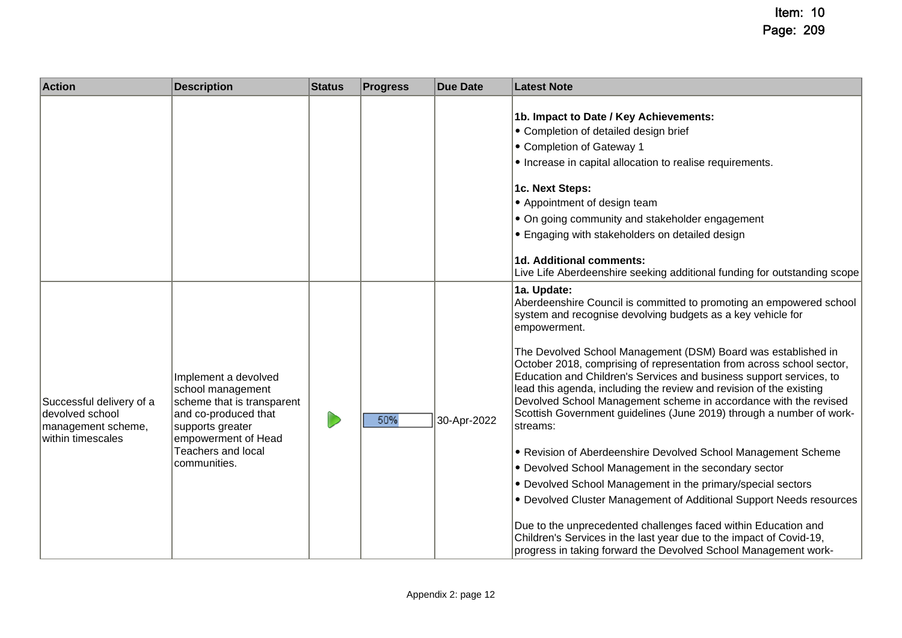| Action | Description | Status | Progress | Due Date | Latest Note |
|---|---|---|---|---|---|
| | | | | | **1b. Impact to Date / Key Achievements:**<br>• Completion of detailed design brief<br>• Completion of Gateway 1<br>• Increase in capital allocation to realise requirements.<br><br>**1c. Next Steps:**<br>• Appointment of design team<br>• On going community and stakeholder engagement<br>• Engaging with stakeholders on detailed design<br><br>**1d. Additional comments:**<br>Live Life Aberdeenshire seeking additional funding for outstanding scope |
| Successful delivery of a devolved school management scheme, within timescales | Implement a devolved school management scheme that is transparent and co-produced that supports greater empowerment of Head Teachers and local communities. | ▶ | 50% | 30-Apr-2022 | **1a. Update:**<br>Aberdeenshire Council is committed to promoting an empowered school system and recognise devolving budgets as a key vehicle for empowerment.<br><br>The Devolved School Management (DSM) Board was established in October 2018, comprising of representation from across school sector, Education and Children's Services and business support services, to lead this agenda, including the review and revision of the existing Devolved School Management scheme in accordance with the revised Scottish Government guidelines (June 2019) through a number of work-streams:<br><br>• Revision of Aberdeenshire Devolved School Management Scheme<br>• Devolved School Management in the secondary sector<br>• Devolved School Management in the primary/special sectors<br>• Devolved Cluster Management of Additional Support Needs resources<br><br>Due to the unprecedented challenges faced within Education and Children's Services in the last year due to the impact of Covid-19, progress in taking forward the Devolved School Management work- |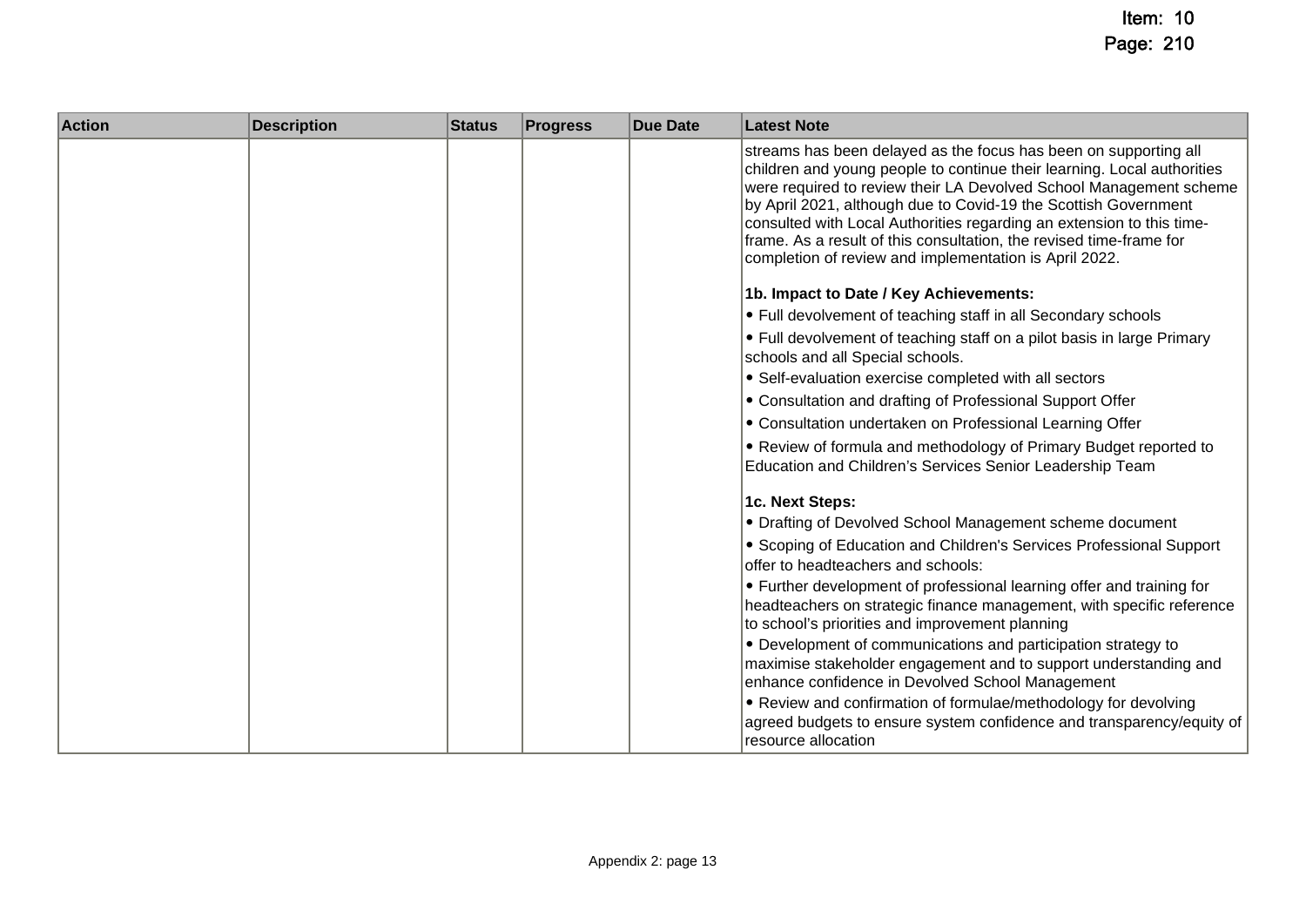| Action | Description | Status | Progress | Due Date | Latest Note |
| --- | --- | --- | --- | --- | --- |
| | | | | | streams has been delayed as the focus has been on supporting all children and young people to continue their learning. Local authorities were required to review their LA Devolved School Management scheme by April 2021, although due to Covid-19 the Scottish Government consulted with Local Authorities regarding an extension to this time-frame. As a result of this consultation, the revised time-frame for completion of review and implementation is April 2022.<br><br>**1b. Impact to Date / Key Achievements:**<br>• Full devolvement of teaching staff in all Secondary schools<br>• Full devolvement of teaching staff on a pilot basis in large Primary schools and all Special schools.<br>• Self-evaluation exercise completed with all sectors<br>• Consultation and drafting of Professional Support Offer<br>• Consultation undertaken on Professional Learning Offer<br>• Review of formula and methodology of Primary Budget reported to Education and Children's Services Senior Leadership Team<br><br>**1c. Next Steps:**<br>• Drafting of Devolved School Management scheme document<br>• Scoping of Education and Children's Services Professional Support offer to headteachers and schools:<br>• Further development of professional learning offer and training for headteachers on strategic finance management, with specific reference to school's priorities and improvement planning<br>• Development of communications and participation strategy to maximise stakeholder engagement and to support understanding and enhance confidence in Devolved School Management<br>• Review and confirmation of formulae/methodology for devolving agreed budgets to ensure system confidence and transparency/equity of resource allocation |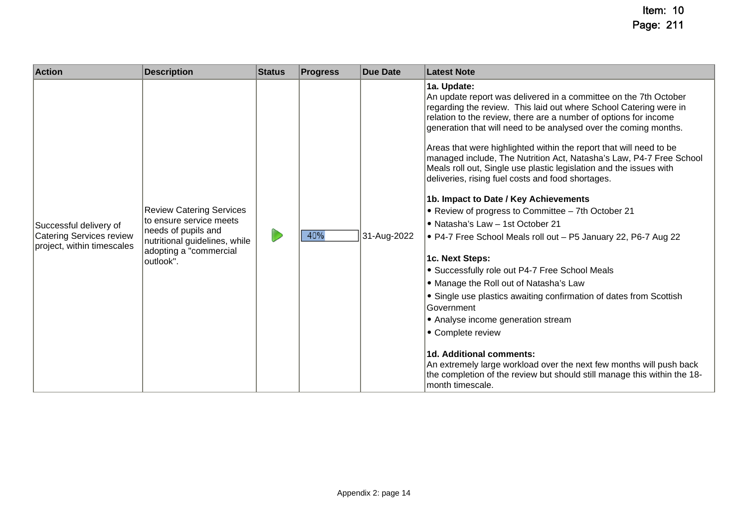| Action | Description | Status | Progress | Due Date | Latest Note |
|---|---|---|---|---|---|
| Successful delivery of Catering Services review project, within timescales | Review Catering Services to ensure service meets needs of pupils and nutritional guidelines, while adopting a "commercial outlook". | | 40% | 31-Aug-2022 | **1a. Update:** An update report was delivered in a committee on the 7th October regarding the review. This laid out where School Catering were in relation to the review, there are a number of options for income generation that will need to be analysed over the coming months.<br><br>Areas that were highlighted within the report that will need to be managed include, The Nutrition Act, Natasha's Law, P4-7 Free School Meals roll out, Single use plastic legislation and the issues with deliveries, rising fuel costs and food shortages.<br><br>**1b. Impact to Date / Key Achievements**<br>• Review of progress to Committee – 7th October 21<br>• Natasha's Law – 1st October 21<br>• P4-7 Free School Meals roll out – P5 January 22, P6-7 Aug 22<br><br>**1c. Next Steps:**<br>• Successfully role out P4-7 Free School Meals<br>• Manage the Roll out of Natasha's Law<br>• Single use plastics awaiting confirmation of dates from Scottish Government<br>• Analyse income generation stream<br>• Complete review<br><br>**1d. Additional comments:** An extremely large workload over the next few months will push back the completion of the review but should still manage this within the 18-month timescale. |